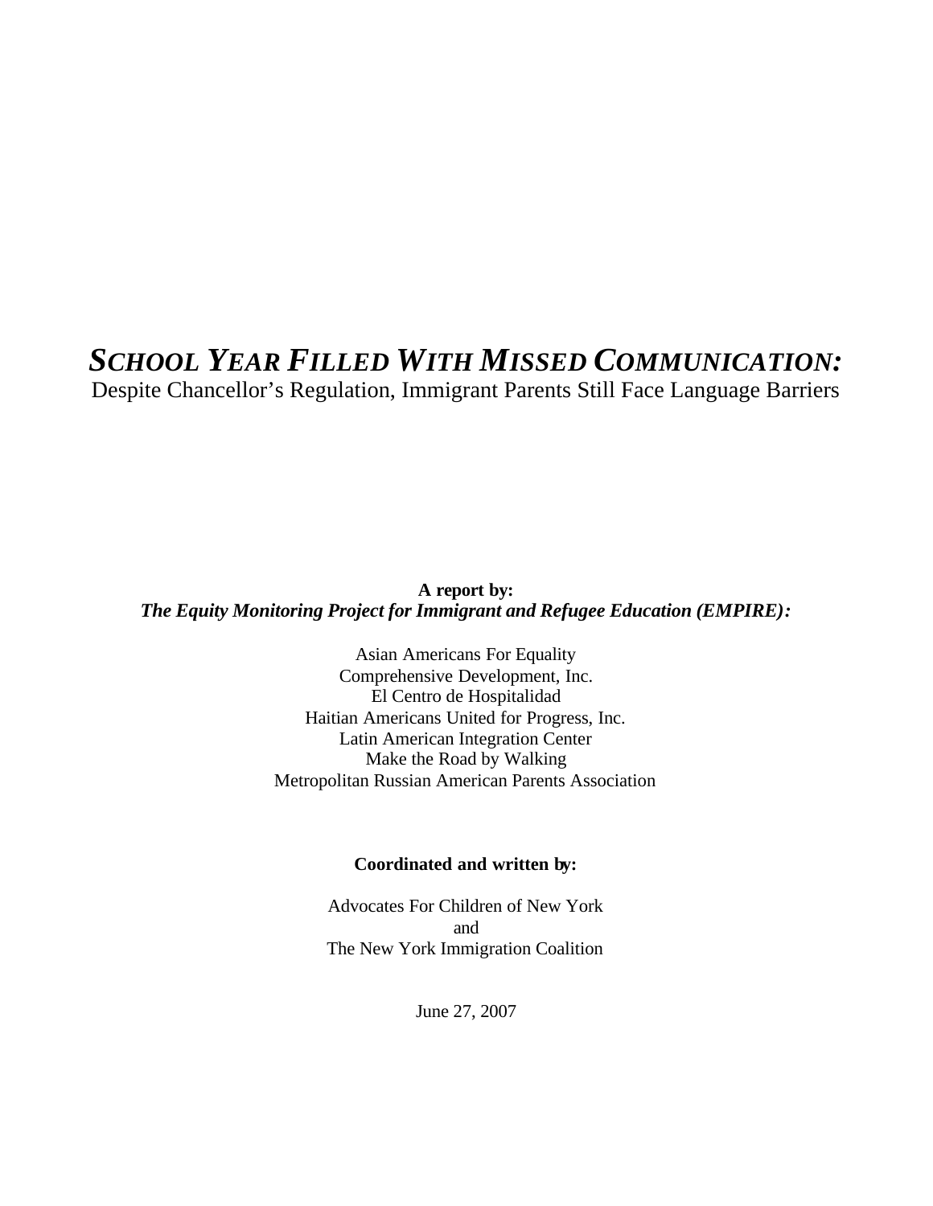# *SCHOOL YEAR FILLED WITH MISSED COMMUNICATION:*

Despite Chancellor's Regulation, Immigrant Parents Still Face Language Barriers

**A report by:**
***The Equity Monitoring Project for Immigrant and Refugee Education (EMPIRE):***

Asian Americans For Equality
Comprehensive Development, Inc.
El Centro de Hospitalidad
Haitian Americans United for Progress, Inc.
Latin American Integration Center
Make the Road by Walking
Metropolitan Russian American Parents Association

**Coordinated and written by:**

Advocates For Children of New York
and
The New York Immigration Coalition

June 27, 2007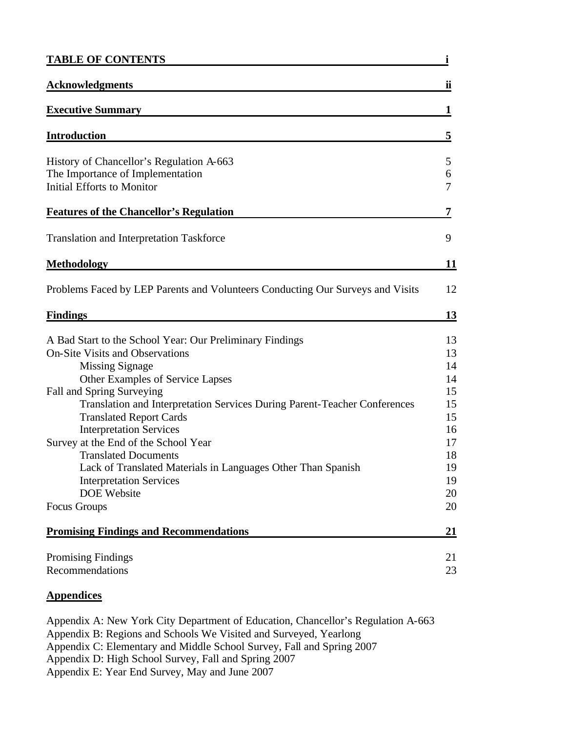| **TABLE OF CONTENTS** | **i** |
|---|---|
| **Acknowledgments** | **ii** |
| **Executive Summary** | **1** |
| **Introduction** | **5** |
| History of Chancellor's Regulation A-663 | 5 |
| The Importance of Implementation | 6 |
| Initial Efforts to Monitor | 7 |
| **Features of the Chancellor's Regulation** | **7** |
| Translation and Interpretation Taskforce | 9 |
| **Methodology** | **11** |
| Problems Faced by LEP Parents and Volunteers Conducting Our Surveys and Visits | 12 |
| **Findings** | **13** |
| A Bad Start to the School Year: Our Preliminary Findings | 13 |
| On-Site Visits and Observations | 13 |
| &nbsp;&nbsp;&nbsp;&nbsp;Missing Signage | 14 |
| &nbsp;&nbsp;&nbsp;&nbsp;Other Examples of Service Lapses | 14 |
| Fall and Spring Surveying | 15 |
| &nbsp;&nbsp;&nbsp;&nbsp;Translation and Interpretation Services During Parent-Teacher Conferences | 15 |
| &nbsp;&nbsp;&nbsp;&nbsp;Translated Report Cards | 15 |
| &nbsp;&nbsp;&nbsp;&nbsp;Interpretation Services | 16 |
| Survey at the End of the School Year | 17 |
| &nbsp;&nbsp;&nbsp;&nbsp;Translated Documents | 18 |
| &nbsp;&nbsp;&nbsp;&nbsp;Lack of Translated Materials in Languages Other Than Spanish | 19 |
| &nbsp;&nbsp;&nbsp;&nbsp;Interpretation Services | 19 |
| &nbsp;&nbsp;&nbsp;&nbsp;DOE Website | 20 |
| Focus Groups | 20 |
| **Promising Findings and Recommendations** | **21** |
| Promising Findings | 21 |
| Recommendations | 23 |

**Appendices**

Appendix A: New York City Department of Education, Chancellor's Regulation A-663
Appendix B: Regions and Schools We Visited and Surveyed, Yearlong
Appendix C: Elementary and Middle School Survey, Fall and Spring 2007
Appendix D: High School Survey, Fall and Spring 2007
Appendix E: Year End Survey, May and June 2007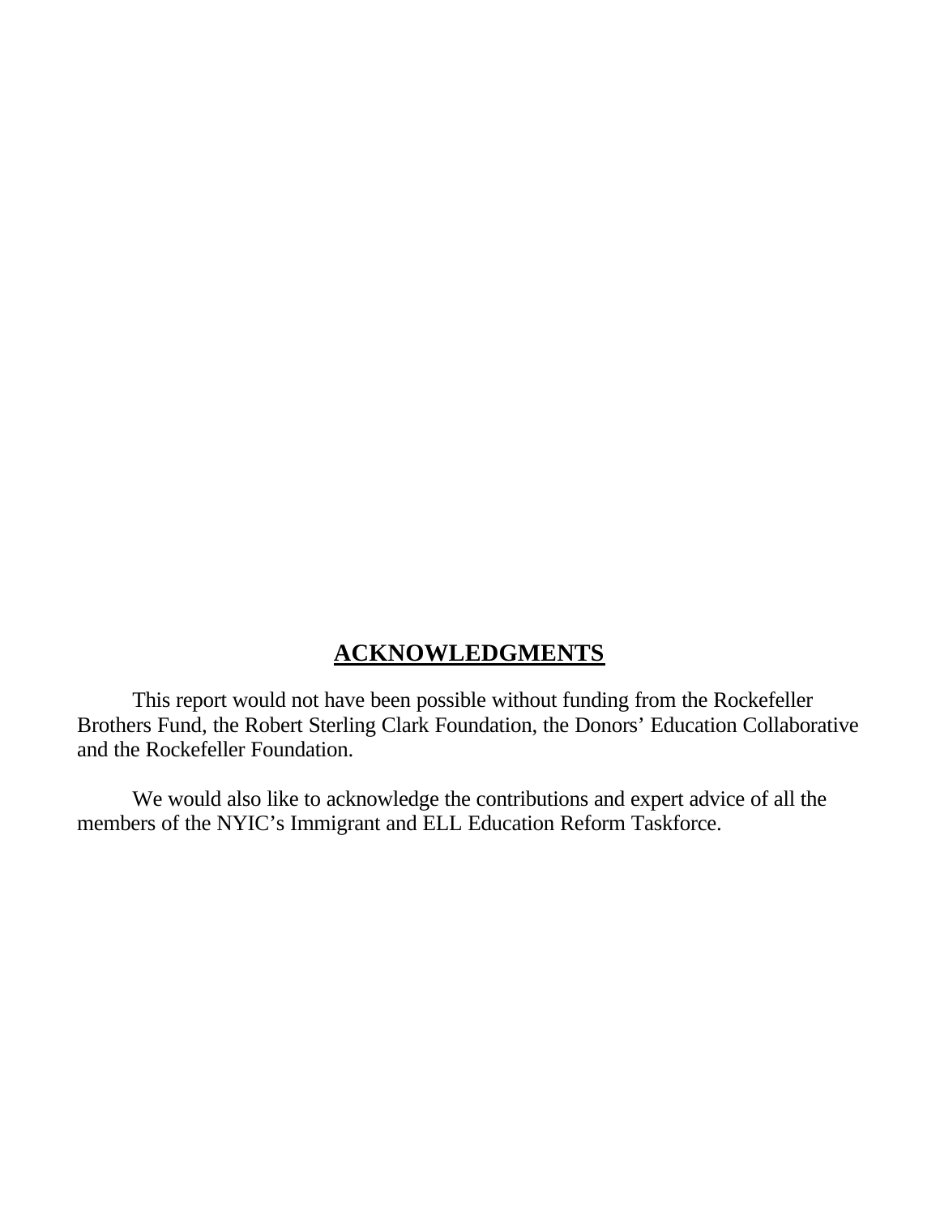## ACKNOWLEDGMENTS

This report would not have been possible without funding from the Rockefeller Brothers Fund, the Robert Sterling Clark Foundation, the Donors' Education Collaborative and the Rockefeller Foundation.

We would also like to acknowledge the contributions and expert advice of all the members of the NYIC's Immigrant and ELL Education Reform Taskforce.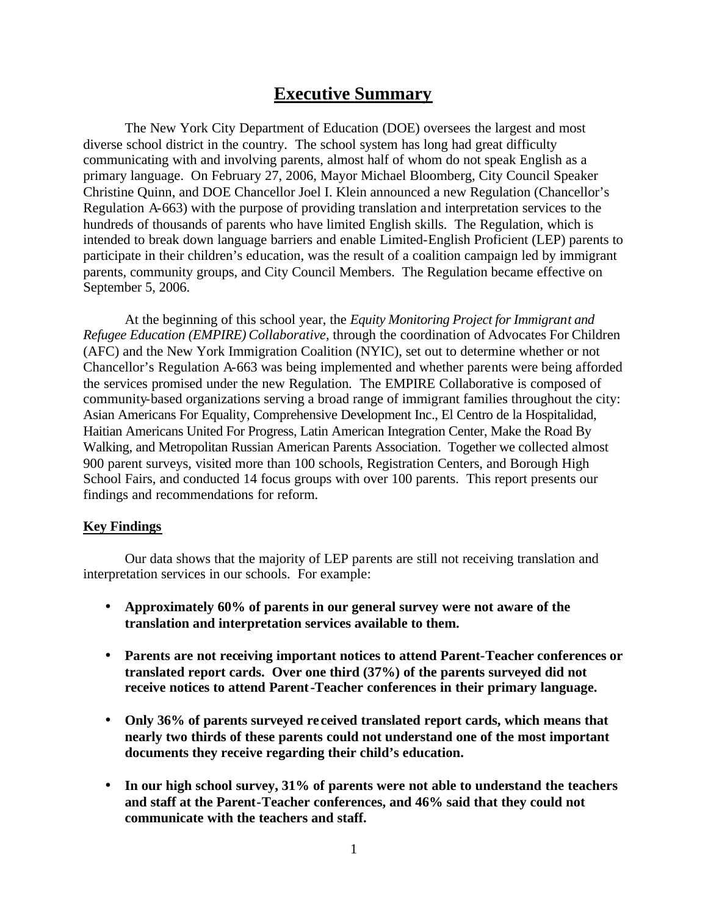# Executive Summary

The New York City Department of Education (DOE) oversees the largest and most diverse school district in the country. The school system has long had great difficulty communicating with and involving parents, almost half of whom do not speak English as a primary language. On February 27, 2006, Mayor Michael Bloomberg, City Council Speaker Christine Quinn, and DOE Chancellor Joel I. Klein announced a new Regulation (Chancellor's Regulation A-663) with the purpose of providing translation and interpretation services to the hundreds of thousands of parents who have limited English skills. The Regulation, which is intended to break down language barriers and enable Limited-English Proficient (LEP) parents to participate in their children's education, was the result of a coalition campaign led by immigrant parents, community groups, and City Council Members. The Regulation became effective on September 5, 2006.

At the beginning of this school year, the *Equity Monitoring Project for Immigrant and Refugee Education (EMPIRE) Collaborative*, through the coordination of Advocates For Children (AFC) and the New York Immigration Coalition (NYIC), set out to determine whether or not Chancellor's Regulation A-663 was being implemented and whether parents were being afforded the services promised under the new Regulation. The EMPIRE Collaborative is composed of community-based organizations serving a broad range of immigrant families throughout the city: Asian Americans For Equality, Comprehensive Development Inc., El Centro de la Hospitalidad, Haitian Americans United For Progress, Latin American Integration Center, Make the Road By Walking, and Metropolitan Russian American Parents Association. Together we collected almost 900 parent surveys, visited more than 100 schools, Registration Centers, and Borough High School Fairs, and conducted 14 focus groups with over 100 parents. This report presents our findings and recommendations for reform.

## Key Findings

Our data shows that the majority of LEP parents are still not receiving translation and interpretation services in our schools. For example:

- **Approximately 60% of parents in our general survey were not aware of the translation and interpretation services available to them.**
- **Parents are not receiving important notices to attend Parent-Teacher conferences or translated report cards. Over one third (37%) of the parents surveyed did not receive notices to attend Parent-Teacher conferences in their primary language.**
- **Only 36% of parents surveyed received translated report cards, which means that nearly two thirds of these parents could not understand one of the most important documents they receive regarding their child's education.**
- **In our high school survey, 31% of parents were not able to understand the teachers and staff at the Parent-Teacher conferences, and 46% said that they could not communicate with the teachers and staff.**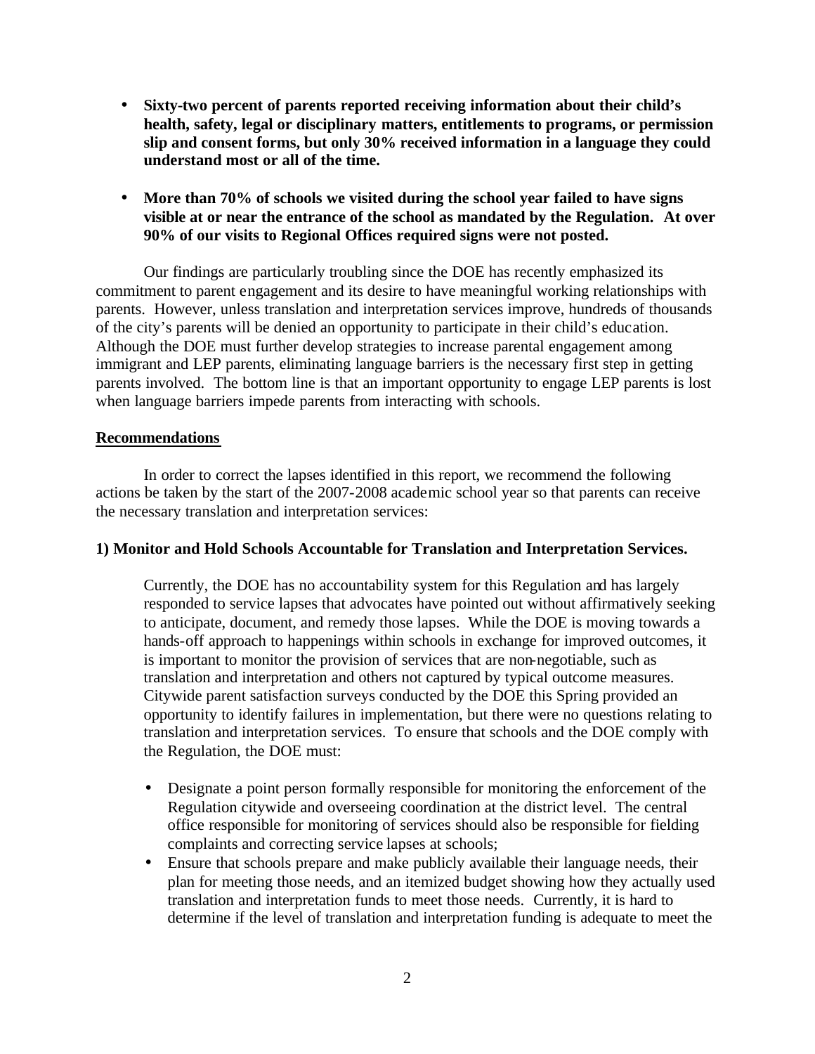- **Sixty-two percent of parents reported receiving information about their child's health, safety, legal or disciplinary matters, entitlements to programs, or permission slip and consent forms, but only 30% received information in a language they could understand most or all of the time.**

- **More than 70% of schools we visited during the school year failed to have signs visible at or near the entrance of the school as mandated by the Regulation. At over 90% of our visits to Regional Offices required signs were not posted.**

Our findings are particularly troubling since the DOE has recently emphasized its commitment to parent engagement and its desire to have meaningful working relationships with parents. However, unless translation and interpretation services improve, hundreds of thousands of the city's parents will be denied an opportunity to participate in their child's education. Although the DOE must further develop strategies to increase parental engagement among immigrant and LEP parents, eliminating language barriers is the necessary first step in getting parents involved. The bottom line is that an important opportunity to engage LEP parents is lost when language barriers impede parents from interacting with schools.

## Recommendations

In order to correct the lapses identified in this report, we recommend the following actions be taken by the start of the 2007-2008 academic school year so that parents can receive the necessary translation and interpretation services:

### 1) Monitor and Hold Schools Accountable for Translation and Interpretation Services.

Currently, the DOE has no accountability system for this Regulation and has largely responded to service lapses that advocates have pointed out without affirmatively seeking to anticipate, document, and remedy those lapses. While the DOE is moving towards a hands-off approach to happenings within schools in exchange for improved outcomes, it is important to monitor the provision of services that are non-negotiable, such as translation and interpretation and others not captured by typical outcome measures. Citywide parent satisfaction surveys conducted by the DOE this Spring provided an opportunity to identify failures in implementation, but there were no questions relating to translation and interpretation services. To ensure that schools and the DOE comply with the Regulation, the DOE must:

- Designate a point person formally responsible for monitoring the enforcement of the Regulation citywide and overseeing coordination at the district level. The central office responsible for monitoring of services should also be responsible for fielding complaints and correcting service lapses at schools;
- Ensure that schools prepare and make publicly available their language needs, their plan for meeting those needs, and an itemized budget showing how they actually used translation and interpretation funds to meet those needs. Currently, it is hard to determine if the level of translation and interpretation funding is adequate to meet the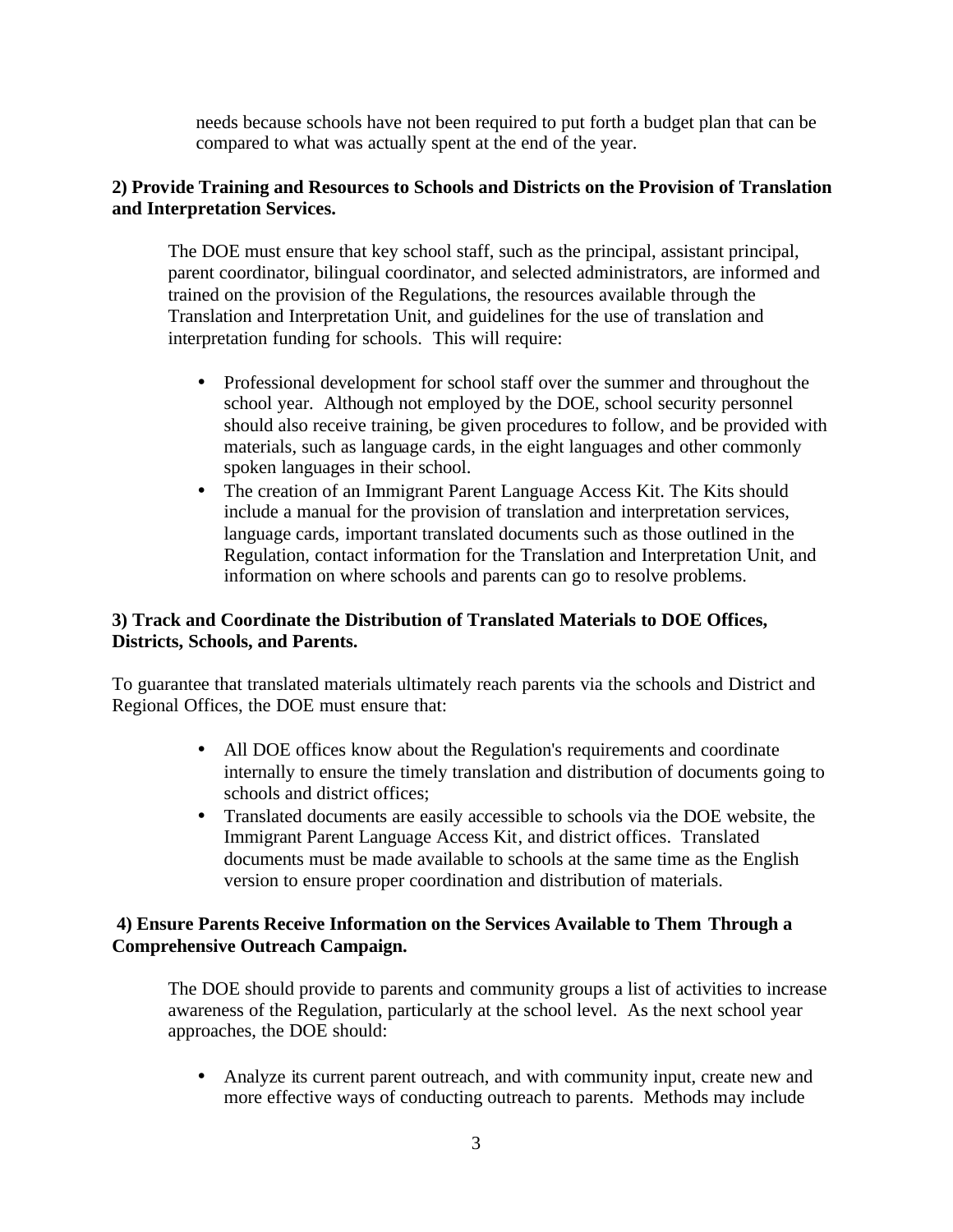needs because schools have not been required to put forth a budget plan that can be compared to what was actually spent at the end of the year.

**2) Provide Training and Resources to Schools and Districts on the Provision of Translation and Interpretation Services.**

The DOE must ensure that key school staff, such as the principal, assistant principal, parent coordinator, bilingual coordinator, and selected administrators, are informed and trained on the provision of the Regulations, the resources available through the Translation and Interpretation Unit, and guidelines for the use of translation and interpretation funding for schools. This will require:

- Professional development for school staff over the summer and throughout the school year. Although not employed by the DOE, school security personnel should also receive training, be given procedures to follow, and be provided with materials, such as language cards, in the eight languages and other commonly spoken languages in their school.
- The creation of an Immigrant Parent Language Access Kit. The Kits should include a manual for the provision of translation and interpretation services, language cards, important translated documents such as those outlined in the Regulation, contact information for the Translation and Interpretation Unit, and information on where schools and parents can go to resolve problems.

**3) Track and Coordinate the Distribution of Translated Materials to DOE Offices, Districts, Schools, and Parents.**

To guarantee that translated materials ultimately reach parents via the schools and District and Regional Offices, the DOE must ensure that:

- All DOE offices know about the Regulation's requirements and coordinate internally to ensure the timely translation and distribution of documents going to schools and district offices;
- Translated documents are easily accessible to schools via the DOE website, the Immigrant Parent Language Access Kit, and district offices. Translated documents must be made available to schools at the same time as the English version to ensure proper coordination and distribution of materials.

**4) Ensure Parents Receive Information on the Services Available to Them Through a Comprehensive Outreach Campaign.**

The DOE should provide to parents and community groups a list of activities to increase awareness of the Regulation, particularly at the school level. As the next school year approaches, the DOE should:

- Analyze its current parent outreach, and with community input, create new and more effective ways of conducting outreach to parents. Methods may include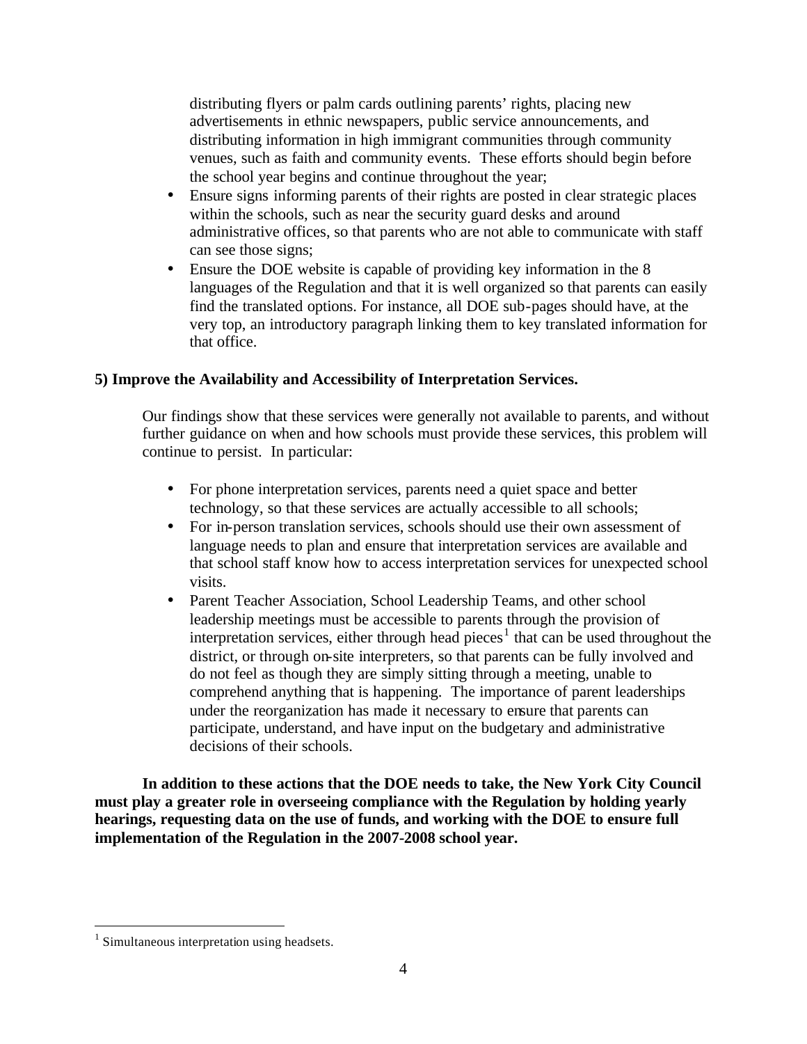distributing flyers or palm cards outlining parents' rights, placing new advertisements in ethnic newspapers, public service announcements, and distributing information in high immigrant communities through community venues, such as faith and community events. These efforts should begin before the school year begins and continue throughout the year;

- Ensure signs informing parents of their rights are posted in clear strategic places within the schools, such as near the security guard desks and around administrative offices, so that parents who are not able to communicate with staff can see those signs;
- Ensure the DOE website is capable of providing key information in the 8 languages of the Regulation and that it is well organized so that parents can easily find the translated options. For instance, all DOE sub-pages should have, at the very top, an introductory paragraph linking them to key translated information for that office.

**5) Improve the Availability and Accessibility of Interpretation Services.**

Our findings show that these services were generally not available to parents, and without further guidance on when and how schools must provide these services, this problem will continue to persist. In particular:

- For phone interpretation services, parents need a quiet space and better technology, so that these services are actually accessible to all schools;
- For in-person translation services, schools should use their own assessment of language needs to plan and ensure that interpretation services are available and that school staff know how to access interpretation services for unexpected school visits.
- Parent Teacher Association, School Leadership Teams, and other school leadership meetings must be accessible to parents through the provision of interpretation services, either through head pieces[1] that can be used throughout the district, or through on-site interpreters, so that parents can be fully involved and do not feel as though they are simply sitting through a meeting, unable to comprehend anything that is happening. The importance of parent leaderships under the reorganization has made it necessary to ensure that parents can participate, understand, and have input on the budgetary and administrative decisions of their schools.

**In addition to these actions that the DOE needs to take, the New York City Council must play a greater role in overseeing compliance with the Regulation by holding yearly hearings, requesting data on the use of funds, and working with the DOE to ensure full implementation of the Regulation in the 2007-2008 school year.**

[1] Simultaneous interpretation using headsets.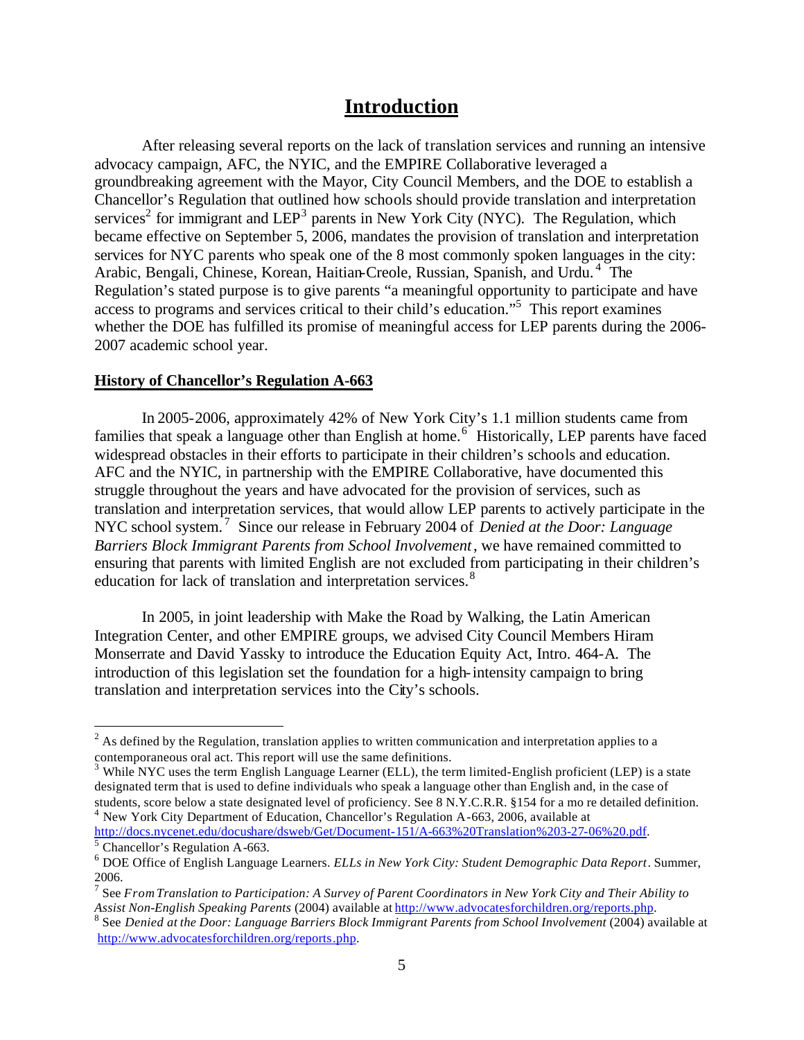# Introduction

After releasing several reports on the lack of translation services and running an intensive advocacy campaign, AFC, the NYIC, and the EMPIRE Collaborative leveraged a groundbreaking agreement with the Mayor, City Council Members, and the DOE to establish a Chancellor's Regulation that outlined how schools should provide translation and interpretation services[2] for immigrant and LEP[3] parents in New York City (NYC). The Regulation, which became effective on September 5, 2006, mandates the provision of translation and interpretation services for NYC parents who speak one of the 8 most commonly spoken languages in the city: Arabic, Bengali, Chinese, Korean, Haitian-Creole, Russian, Spanish, and Urdu.[4] The Regulation's stated purpose is to give parents "a meaningful opportunity to participate and have access to programs and services critical to their child's education."[5] This report examines whether the DOE has fulfilled its promise of meaningful access for LEP parents during the 2006-2007 academic school year.

## History of Chancellor's Regulation A-663

In 2005-2006, approximately 42% of New York City's 1.1 million students came from families that speak a language other than English at home.[6] Historically, LEP parents have faced widespread obstacles in their efforts to participate in their children's schools and education. AFC and the NYIC, in partnership with the EMPIRE Collaborative, have documented this struggle throughout the years and have advocated for the provision of services, such as translation and interpretation services, that would allow LEP parents to actively participate in the NYC school system.[7] Since our release in February 2004 of *Denied at the Door: Language Barriers Block Immigrant Parents from School Involvement*, we have remained committed to ensuring that parents with limited English are not excluded from participating in their children's education for lack of translation and interpretation services.[8]

In 2005, in joint leadership with Make the Road by Walking, the Latin American Integration Center, and other EMPIRE groups, we advised City Council Members Hiram Monserrate and David Yassky to introduce the Education Equity Act, Intro. 464-A. The introduction of this legislation set the foundation for a high-intensity campaign to bring translation and interpretation services into the City's schools.

---

[2] As defined by the Regulation, translation applies to written communication and interpretation applies to a contemporaneous oral act. This report will use the same definitions.

[3] While NYC uses the term English Language Learner (ELL), the term limited-English proficient (LEP) is a state designated term that is used to define individuals who speak a language other than English and, in the case of students, score below a state designated level of proficiency. See 8 N.Y.C.R.R. §154 for a more detailed definition.

[4] New York City Department of Education, Chancellor's Regulation A-663, 2006, available at http://docs.nycenet.edu/docushare/dsweb/Get/Document-151/A-663%20Translation%203-27-06%20.pdf.

[5] Chancellor's Regulation A-663.

[6] DOE Office of English Language Learners. *ELLs in New York City: Student Demographic Data Report*. Summer, 2006.

[7] See *From Translation to Participation: A Survey of Parent Coordinators in New York City and Their Ability to Assist Non-English Speaking Parents* (2004) available at http://www.advocatesforchildren.org/reports.php.

[8] See *Denied at the Door: Language Barriers Block Immigrant Parents from School Involvement* (2004) available at http://www.advocatesforchildren.org/reports.php.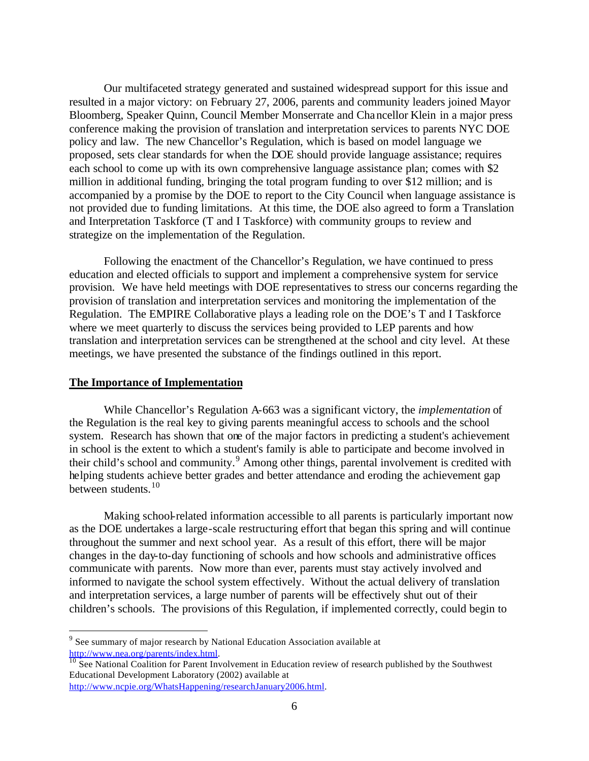Our multifaceted strategy generated and sustained widespread support for this issue and resulted in a major victory: on February 27, 2006, parents and community leaders joined Mayor Bloomberg, Speaker Quinn, Council Member Monserrate and Chancellor Klein in a major press conference making the provision of translation and interpretation services to parents NYC DOE policy and law. The new Chancellor's Regulation, which is based on model language we proposed, sets clear standards for when the DOE should provide language assistance; requires each school to come up with its own comprehensive language assistance plan; comes with $2 million in additional funding, bringing the total program funding to over $12 million; and is accompanied by a promise by the DOE to report to the City Council when language assistance is not provided due to funding limitations. At this time, the DOE also agreed to form a Translation and Interpretation Taskforce (T and I Taskforce) with community groups to review and strategize on the implementation of the Regulation.

Following the enactment of the Chancellor's Regulation, we have continued to press education and elected officials to support and implement a comprehensive system for service provision. We have held meetings with DOE representatives to stress our concerns regarding the provision of translation and interpretation services and monitoring the implementation of the Regulation. The EMPIRE Collaborative plays a leading role on the DOE's T and I Taskforce where we meet quarterly to discuss the services being provided to LEP parents and how translation and interpretation services can be strengthened at the school and city level. At these meetings, we have presented the substance of the findings outlined in this report.

## The Importance of Implementation

While Chancellor's Regulation A-663 was a significant victory, the *implementation* of the Regulation is the real key to giving parents meaningful access to schools and the school system. Research has shown that one of the major factors in predicting a student's achievement in school is the extent to which a student's family is able to participate and become involved in their child's school and community.[9] Among other things, parental involvement is credited with helping students achieve better grades and better attendance and eroding the achievement gap between students.[10]

Making school-related information accessible to all parents is particularly important now as the DOE undertakes a large-scale restructuring effort that began this spring and will continue throughout the summer and next school year. As a result of this effort, there will be major changes in the day-to-day functioning of schools and how schools and administrative offices communicate with parents. Now more than ever, parents must stay actively involved and informed to navigate the school system effectively. Without the actual delivery of translation and interpretation services, a large number of parents will be effectively shut out of their children's schools. The provisions of this Regulation, if implemented correctly, could begin to

---

[9] See summary of major research by National Education Association available at http://www.nea.org/parents/index.html.

[10] See National Coalition for Parent Involvement in Education review of research published by the Southwest Educational Development Laboratory (2002) available at http://www.ncpie.org/WhatsHappening/researchJanuary2006.html.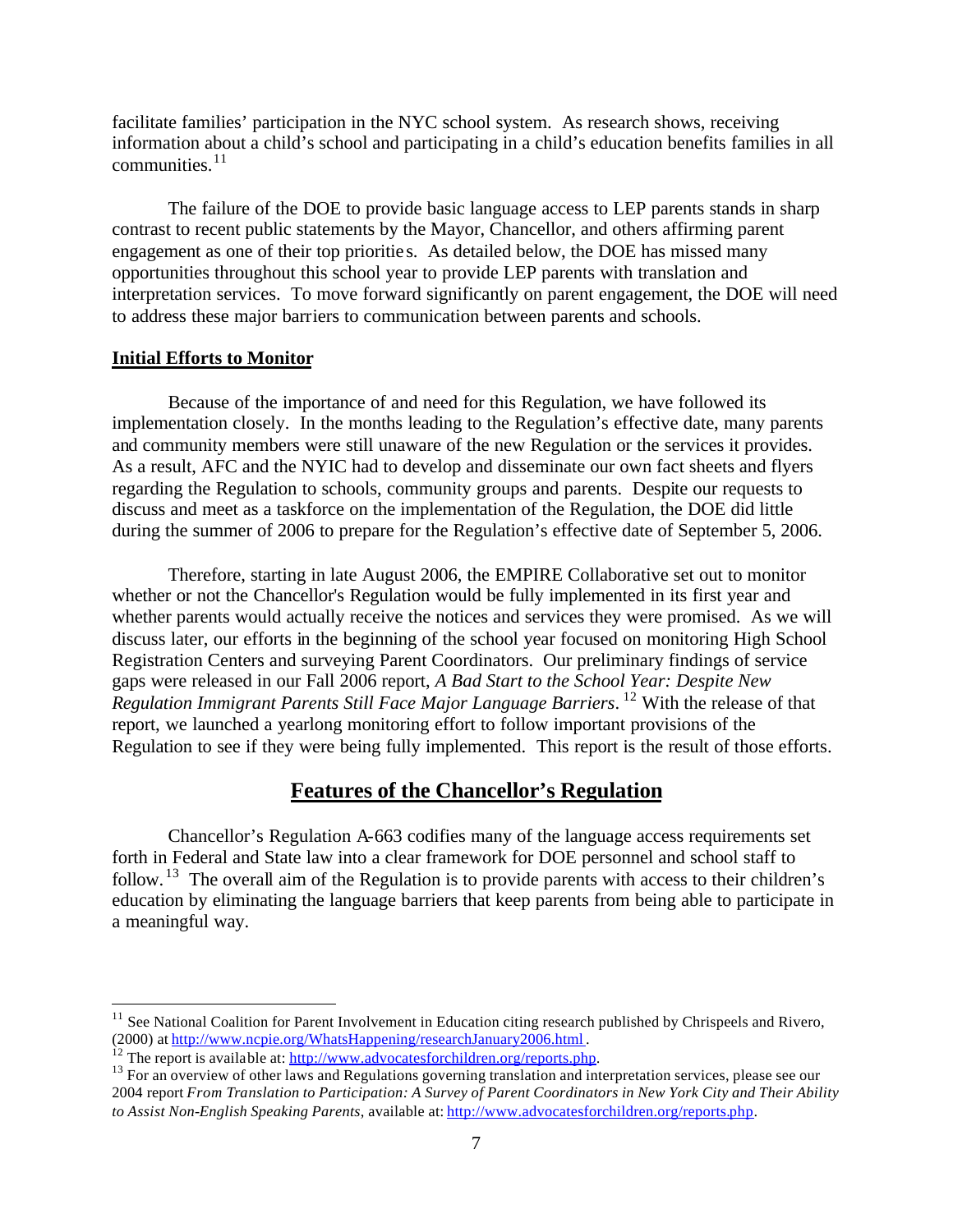facilitate families' participation in the NYC school system. As research shows, receiving information about a child's school and participating in a child's education benefits families in all communities.[11]

The failure of the DOE to provide basic language access to LEP parents stands in sharp contrast to recent public statements by the Mayor, Chancellor, and others affirming parent engagement as one of their top priorities. As detailed below, the DOE has missed many opportunities throughout this school year to provide LEP parents with translation and interpretation services. To move forward significantly on parent engagement, the DOE will need to address these major barriers to communication between parents and schools.

**Initial Efforts to Monitor**

Because of the importance of and need for this Regulation, we have followed its implementation closely. In the months leading to the Regulation's effective date, many parents and community members were still unaware of the new Regulation or the services it provides. As a result, AFC and the NYIC had to develop and disseminate our own fact sheets and flyers regarding the Regulation to schools, community groups and parents. Despite our requests to discuss and meet as a taskforce on the implementation of the Regulation, the DOE did little during the summer of 2006 to prepare for the Regulation's effective date of September 5, 2006.

Therefore, starting in late August 2006, the EMPIRE Collaborative set out to monitor whether or not the Chancellor's Regulation would be fully implemented in its first year and whether parents would actually receive the notices and services they were promised. As we will discuss later, our efforts in the beginning of the school year focused on monitoring High School Registration Centers and surveying Parent Coordinators. Our preliminary findings of service gaps were released in our Fall 2006 report, *A Bad Start to the School Year: Despite New Regulation Immigrant Parents Still Face Major Language Barriers*.[12] With the release of that report, we launched a yearlong monitoring effort to follow important provisions of the Regulation to see if they were being fully implemented. This report is the result of those efforts.

## Features of the Chancellor's Regulation

Chancellor's Regulation A-663 codifies many of the language access requirements set forth in Federal and State law into a clear framework for DOE personnel and school staff to follow.[13] The overall aim of the Regulation is to provide parents with access to their children's education by eliminating the language barriers that keep parents from being able to participate in a meaningful way.

---

[11] See National Coalition for Parent Involvement in Education citing research published by Chrispeels and Rivero, (2000) at http://www.ncpie.org/WhatsHappening/researchJanuary2006.html.

[12] The report is available at: http://www.advocatesforchildren.org/reports.php.

[13] For an overview of other laws and Regulations governing translation and interpretation services, please see our 2004 report *From Translation to Participation: A Survey of Parent Coordinators in New York City and Their Ability to Assist Non-English Speaking Parents*, available at: http://www.advocatesforchildren.org/reports.php.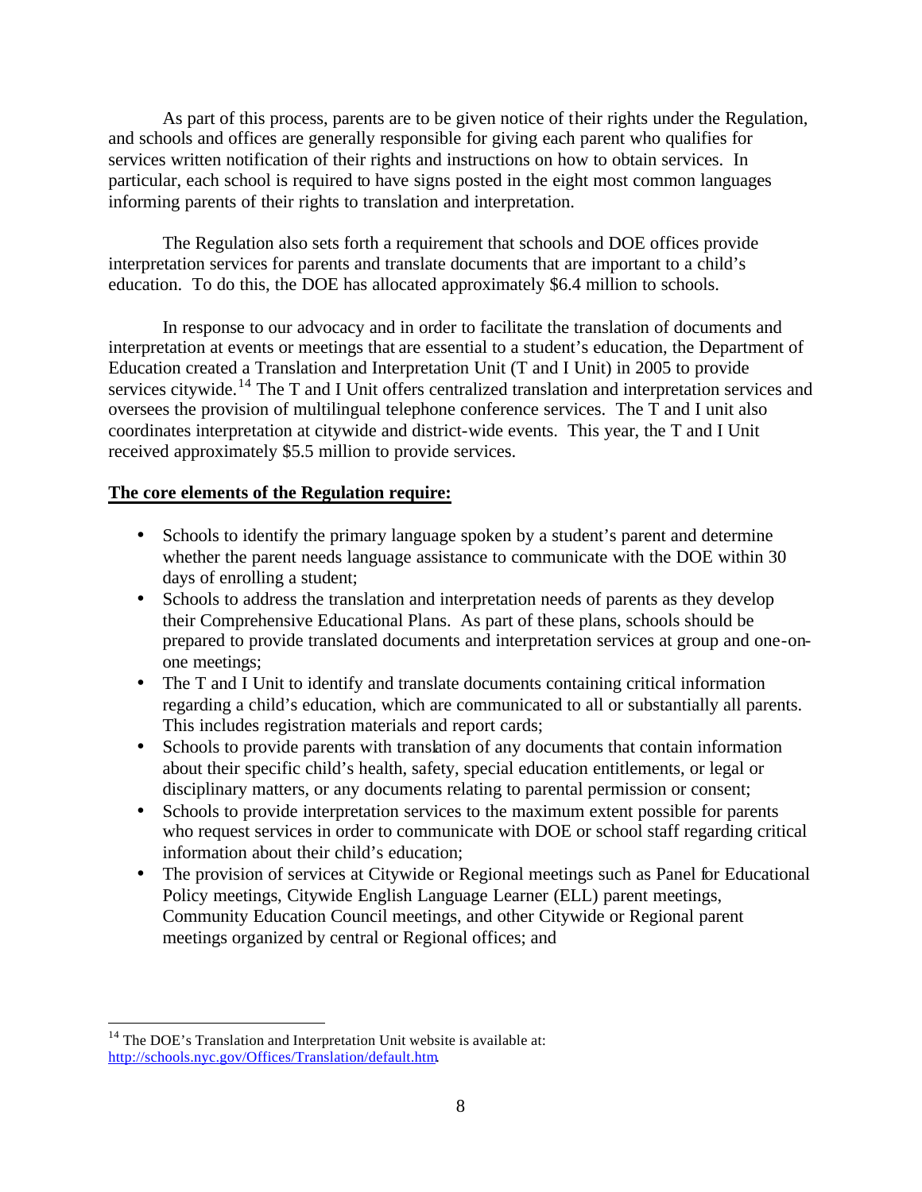As part of this process, parents are to be given notice of their rights under the Regulation, and schools and offices are generally responsible for giving each parent who qualifies for services written notification of their rights and instructions on how to obtain services. In particular, each school is required to have signs posted in the eight most common languages informing parents of their rights to translation and interpretation.

The Regulation also sets forth a requirement that schools and DOE offices provide interpretation services for parents and translate documents that are important to a child's education. To do this, the DOE has allocated approximately $6.4 million to schools.

In response to our advocacy and in order to facilitate the translation of documents and interpretation at events or meetings that are essential to a student's education, the Department of Education created a Translation and Interpretation Unit (T and I Unit) in 2005 to provide services citywide.[14] The T and I Unit offers centralized translation and interpretation services and oversees the provision of multilingual telephone conference services. The T and I unit also coordinates interpretation at citywide and district-wide events. This year, the T and I Unit received approximately $5.5 million to provide services.

**<u>The core elements of the Regulation require:</u>**

- Schools to identify the primary language spoken by a student's parent and determine whether the parent needs language assistance to communicate with the DOE within 30 days of enrolling a student;
- Schools to address the translation and interpretation needs of parents as they develop their Comprehensive Educational Plans. As part of these plans, schools should be prepared to provide translated documents and interpretation services at group and one-on-one meetings;
- The T and I Unit to identify and translate documents containing critical information regarding a child's education, which are communicated to all or substantially all parents. This includes registration materials and report cards;
- Schools to provide parents with translation of any documents that contain information about their specific child's health, safety, special education entitlements, or legal or disciplinary matters, or any documents relating to parental permission or consent;
- Schools to provide interpretation services to the maximum extent possible for parents who request services in order to communicate with DOE or school staff regarding critical information about their child's education;
- The provision of services at Citywide or Regional meetings such as Panel for Educational Policy meetings, Citywide English Language Learner (ELL) parent meetings, Community Education Council meetings, and other Citywide or Regional parent meetings organized by central or Regional offices; and

---

[14] The DOE's Translation and Interpretation Unit website is available at: http://schools.nyc.gov/Offices/Translation/default.htm.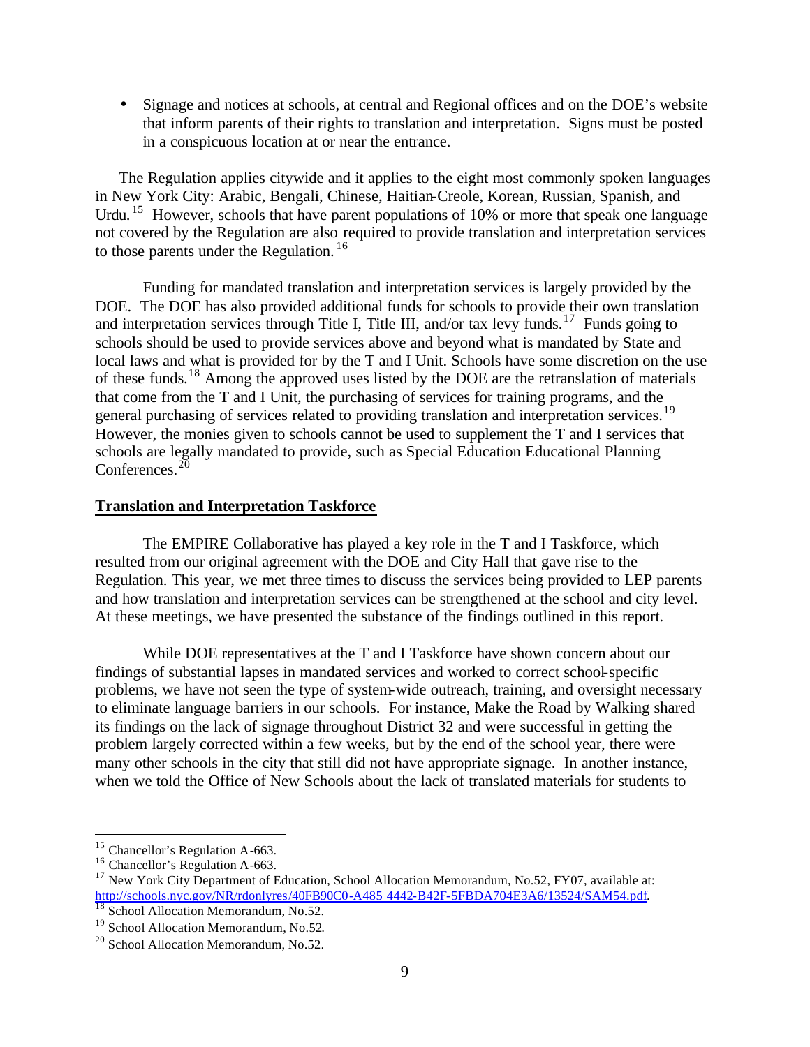- Signage and notices at schools, at central and Regional offices and on the DOE's website that inform parents of their rights to translation and interpretation. Signs must be posted in a conspicuous location at or near the entrance.

The Regulation applies citywide and it applies to the eight most commonly spoken languages in New York City: Arabic, Bengali, Chinese, Haitian-Creole, Korean, Russian, Spanish, and Urdu.[15] However, schools that have parent populations of 10% or more that speak one language not covered by the Regulation are also required to provide translation and interpretation services to those parents under the Regulation.[16]

Funding for mandated translation and interpretation services is largely provided by the DOE. The DOE has also provided additional funds for schools to provide their own translation and interpretation services through Title I, Title III, and/or tax levy funds.[17] Funds going to schools should be used to provide services above and beyond what is mandated by State and local laws and what is provided for by the T and I Unit. Schools have some discretion on the use of these funds.[18] Among the approved uses listed by the DOE are the retranslation of materials that come from the T and I Unit, the purchasing of services for training programs, and the general purchasing of services related to providing translation and interpretation services.[19] However, the monies given to schools cannot be used to supplement the T and I services that schools are legally mandated to provide, such as Special Education Educational Planning Conferences.[20]

## Translation and Interpretation Taskforce

The EMPIRE Collaborative has played a key role in the T and I Taskforce, which resulted from our original agreement with the DOE and City Hall that gave rise to the Regulation. This year, we met three times to discuss the services being provided to LEP parents and how translation and interpretation services can be strengthened at the school and city level. At these meetings, we have presented the substance of the findings outlined in this report.

While DOE representatives at the T and I Taskforce have shown concern about our findings of substantial lapses in mandated services and worked to correct school-specific problems, we have not seen the type of system-wide outreach, training, and oversight necessary to eliminate language barriers in our schools. For instance, Make the Road by Walking shared its findings on the lack of signage throughout District 32 and were successful in getting the problem largely corrected within a few weeks, but by the end of the school year, there were many other schools in the city that still did not have appropriate signage. In another instance, when we told the Office of New Schools about the lack of translated materials for students to

---

[15] Chancellor's Regulation A-663.
[16] Chancellor's Regulation A-663.
[17] New York City Department of Education, School Allocation Memorandum, No.52, FY07, available at: http://schools.nyc.gov/NR/rdonlyres/40FB90C0-A485 4442-B42F-5FBDA704E3A6/13524/SAM54.pdf.
[18] School Allocation Memorandum, No.52.
[19] School Allocation Memorandum, No.52.
[20] School Allocation Memorandum, No.52.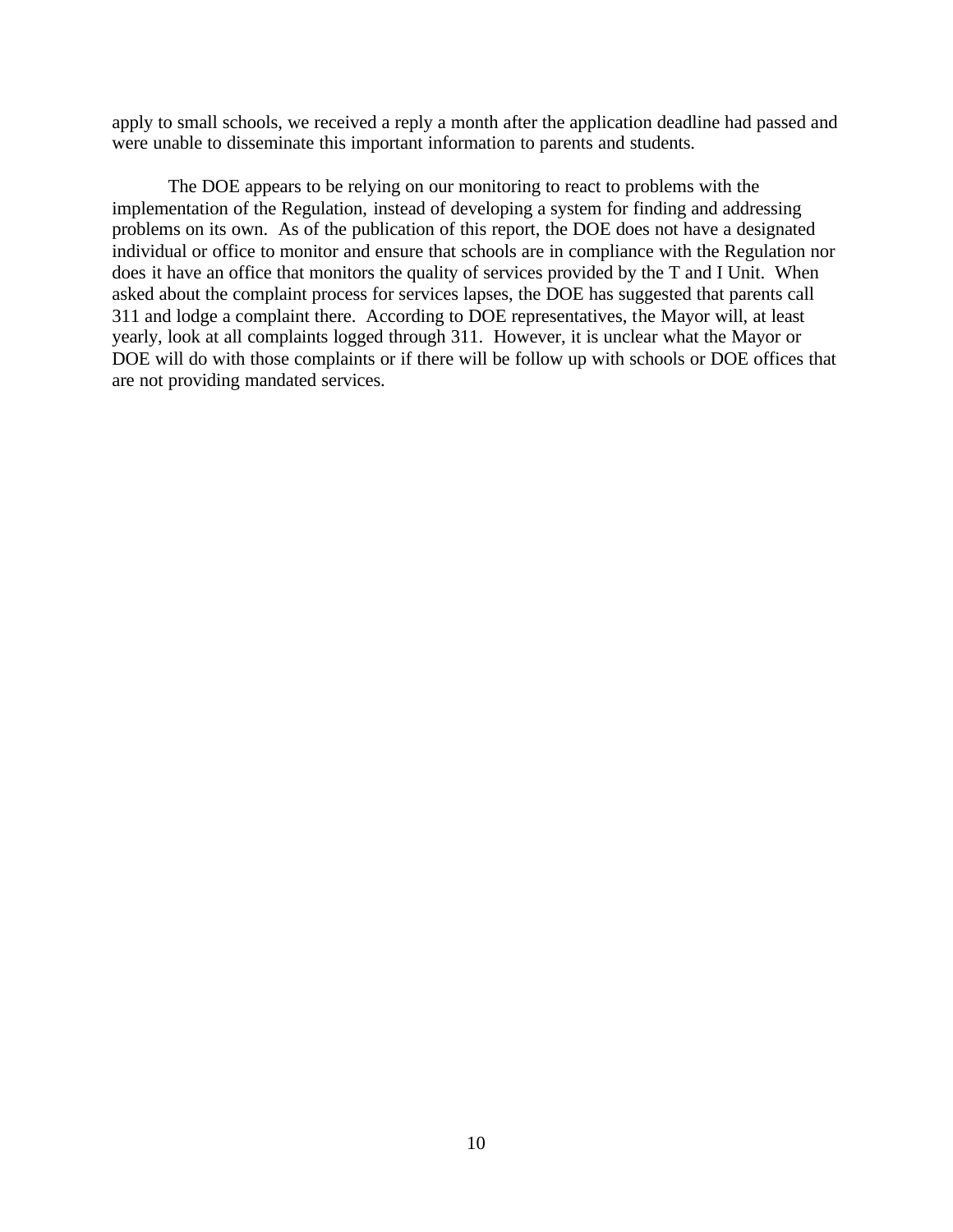apply to small schools, we received a reply a month after the application deadline had passed and were unable to disseminate this important information to parents and students.

The DOE appears to be relying on our monitoring to react to problems with the implementation of the Regulation, instead of developing a system for finding and addressing problems on its own. As of the publication of this report, the DOE does not have a designated individual or office to monitor and ensure that schools are in compliance with the Regulation nor does it have an office that monitors the quality of services provided by the T and I Unit. When asked about the complaint process for services lapses, the DOE has suggested that parents call 311 and lodge a complaint there. According to DOE representatives, the Mayor will, at least yearly, look at all complaints logged through 311. However, it is unclear what the Mayor or DOE will do with those complaints or if there will be follow up with schools or DOE offices that are not providing mandated services.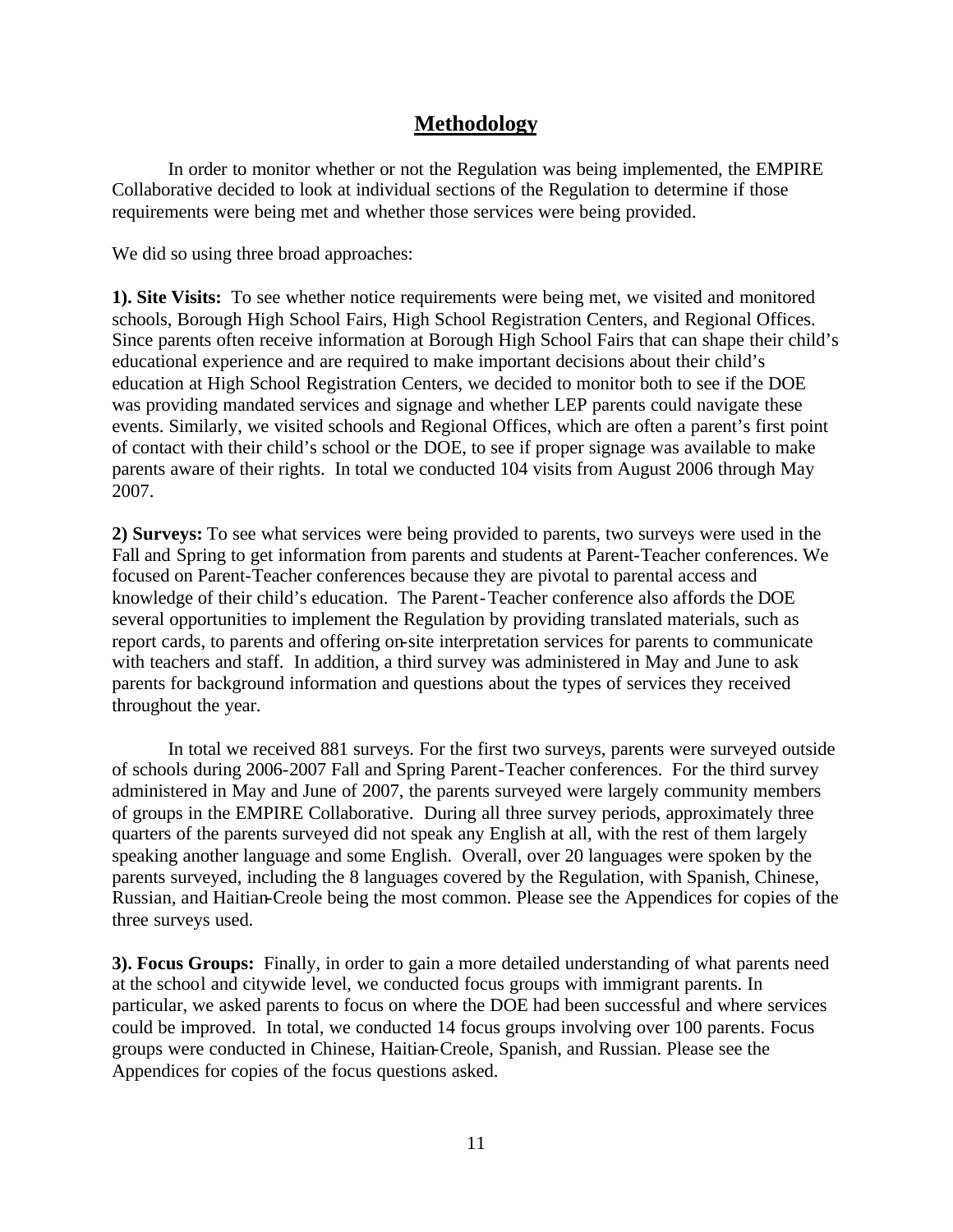## Methodology

In order to monitor whether or not the Regulation was being implemented, the EMPIRE Collaborative decided to look at individual sections of the Regulation to determine if those requirements were being met and whether those services were being provided.

We did so using three broad approaches:

**1). Site Visits:** To see whether notice requirements were being met, we visited and monitored schools, Borough High School Fairs, High School Registration Centers, and Regional Offices. Since parents often receive information at Borough High School Fairs that can shape their child's educational experience and are required to make important decisions about their child's education at High School Registration Centers, we decided to monitor both to see if the DOE was providing mandated services and signage and whether LEP parents could navigate these events. Similarly, we visited schools and Regional Offices, which are often a parent's first point of contact with their child's school or the DOE, to see if proper signage was available to make parents aware of their rights. In total we conducted 104 visits from August 2006 through May 2007.

**2) Surveys:** To see what services were being provided to parents, two surveys were used in the Fall and Spring to get information from parents and students at Parent-Teacher conferences. We focused on Parent-Teacher conferences because they are pivotal to parental access and knowledge of their child's education. The Parent-Teacher conference also affords the DOE several opportunities to implement the Regulation by providing translated materials, such as report cards, to parents and offering on-site interpretation services for parents to communicate with teachers and staff. In addition, a third survey was administered in May and June to ask parents for background information and questions about the types of services they received throughout the year.

In total we received 881 surveys. For the first two surveys, parents were surveyed outside of schools during 2006-2007 Fall and Spring Parent-Teacher conferences. For the third survey administered in May and June of 2007, the parents surveyed were largely community members of groups in the EMPIRE Collaborative. During all three survey periods, approximately three quarters of the parents surveyed did not speak any English at all, with the rest of them largely speaking another language and some English. Overall, over 20 languages were spoken by the parents surveyed, including the 8 languages covered by the Regulation, with Spanish, Chinese, Russian, and Haitian-Creole being the most common. Please see the Appendices for copies of the three surveys used.

**3). Focus Groups:** Finally, in order to gain a more detailed understanding of what parents need at the school and citywide level, we conducted focus groups with immigrant parents. In particular, we asked parents to focus on where the DOE had been successful and where services could be improved. In total, we conducted 14 focus groups involving over 100 parents. Focus groups were conducted in Chinese, Haitian-Creole, Spanish, and Russian. Please see the Appendices for copies of the focus questions asked.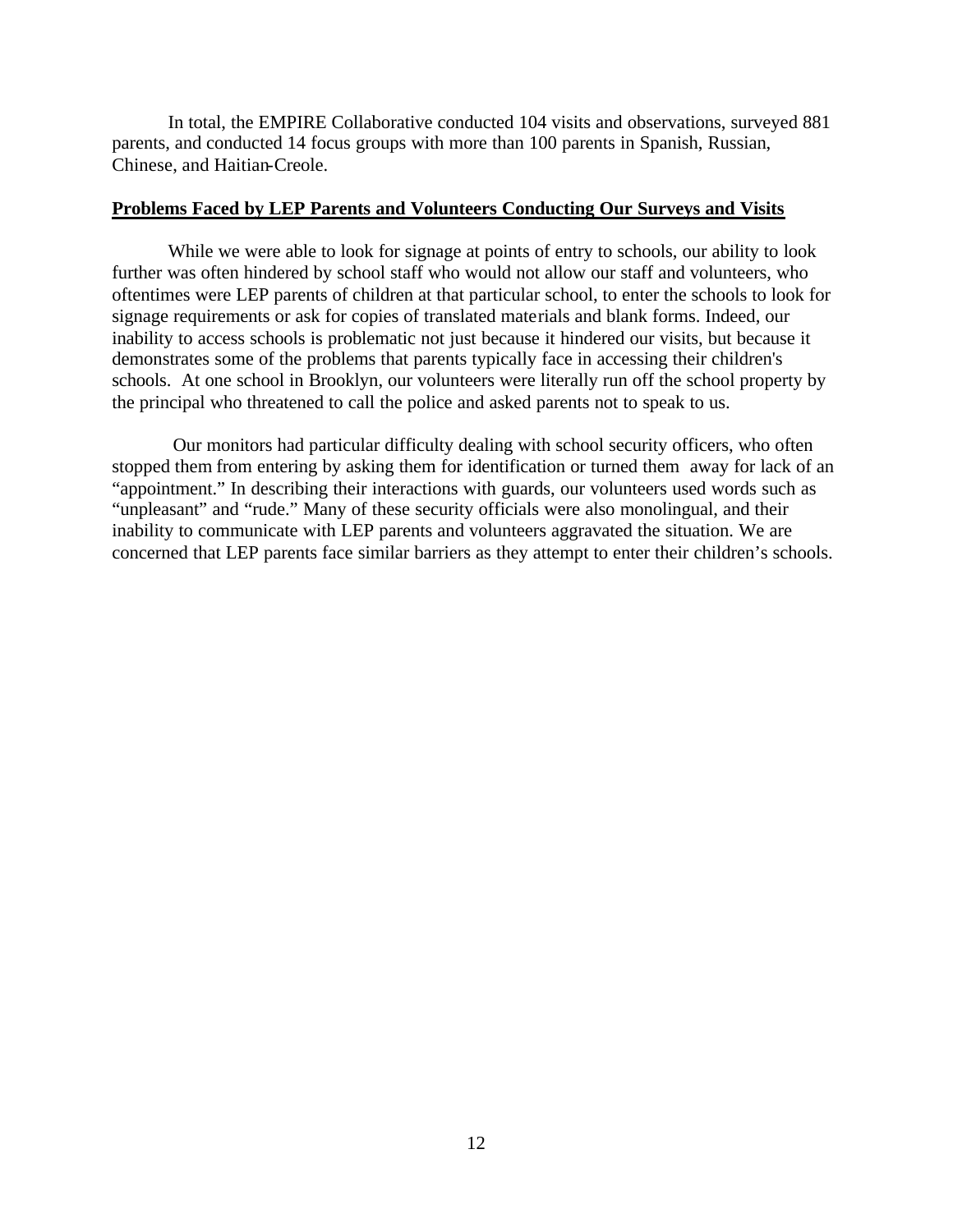In total, the EMPIRE Collaborative conducted 104 visits and observations, surveyed 881 parents, and conducted 14 focus groups with more than 100 parents in Spanish, Russian, Chinese, and Haitian-Creole.

## Problems Faced by LEP Parents and Volunteers Conducting Our Surveys and Visits

While we were able to look for signage at points of entry to schools, our ability to look further was often hindered by school staff who would not allow our staff and volunteers, who oftentimes were LEP parents of children at that particular school, to enter the schools to look for signage requirements or ask for copies of translated materials and blank forms. Indeed, our inability to access schools is problematic not just because it hindered our visits, but because it demonstrates some of the problems that parents typically face in accessing their children's schools. At one school in Brooklyn, our volunteers were literally run off the school property by the principal who threatened to call the police and asked parents not to speak to us.

Our monitors had particular difficulty dealing with school security officers, who often stopped them from entering by asking them for identification or turned them away for lack of an "appointment." In describing their interactions with guards, our volunteers used words such as "unpleasant" and "rude." Many of these security officials were also monolingual, and their inability to communicate with LEP parents and volunteers aggravated the situation. We are concerned that LEP parents face similar barriers as they attempt to enter their children's schools.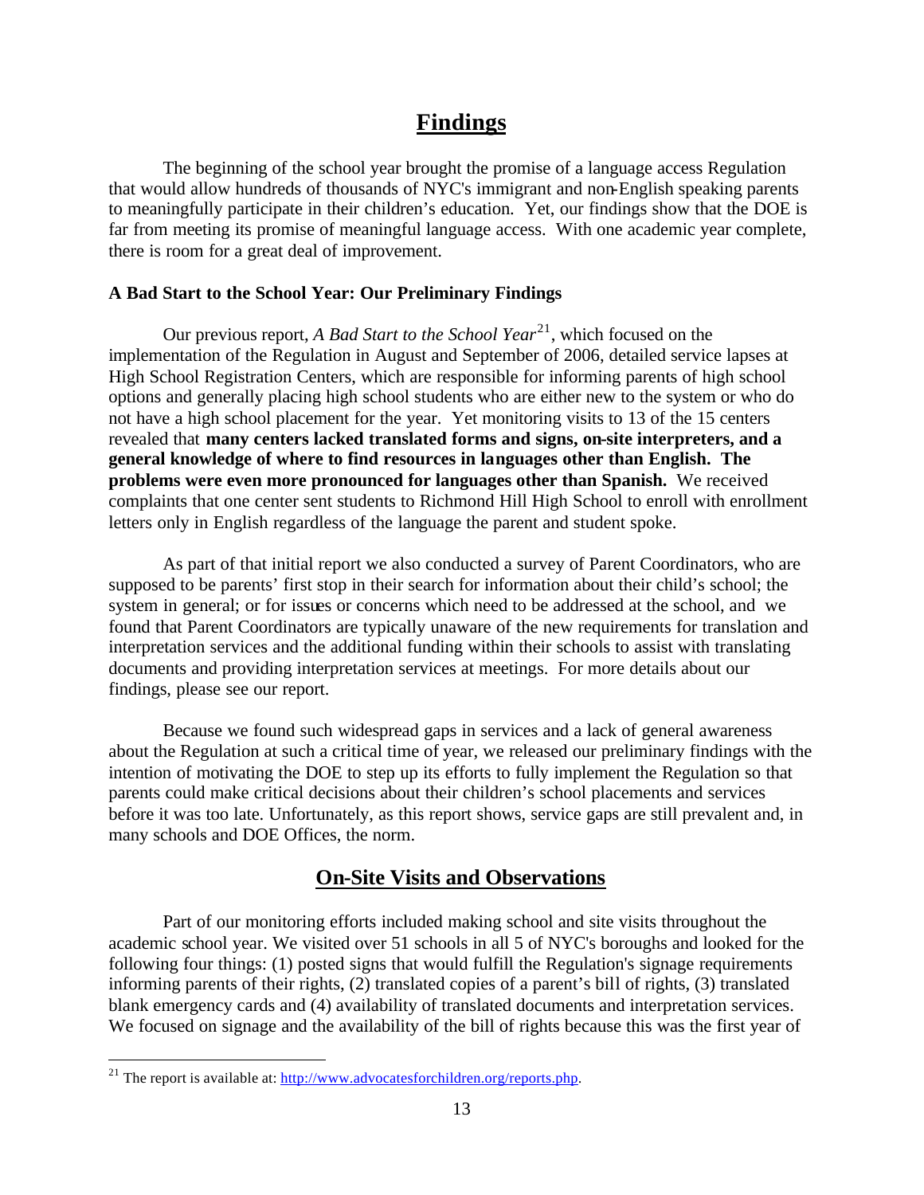## Findings

The beginning of the school year brought the promise of a language access Regulation that would allow hundreds of thousands of NYC's immigrant and non-English speaking parents to meaningfully participate in their children's education. Yet, our findings show that the DOE is far from meeting its promise of meaningful language access. With one academic year complete, there is room for a great deal of improvement.

### A Bad Start to the School Year: Our Preliminary Findings

Our previous report, *A Bad Start to the School Year*[21], which focused on the implementation of the Regulation in August and September of 2006, detailed service lapses at High School Registration Centers, which are responsible for informing parents of high school options and generally placing high school students who are either new to the system or who do not have a high school placement for the year. Yet monitoring visits to 13 of the 15 centers revealed that **many centers lacked translated forms and signs, on-site interpreters, and a general knowledge of where to find resources in languages other than English. The problems were even more pronounced for languages other than Spanish.** We received complaints that one center sent students to Richmond Hill High School to enroll with enrollment letters only in English regardless of the language the parent and student spoke.

As part of that initial report we also conducted a survey of Parent Coordinators, who are supposed to be parents' first stop in their search for information about their child's school; the system in general; or for issues or concerns which need to be addressed at the school, and we found that Parent Coordinators are typically unaware of the new requirements for translation and interpretation services and the additional funding within their schools to assist with translating documents and providing interpretation services at meetings. For more details about our findings, please see our report.

Because we found such widespread gaps in services and a lack of general awareness about the Regulation at such a critical time of year, we released our preliminary findings with the intention of motivating the DOE to step up its efforts to fully implement the Regulation so that parents could make critical decisions about their children's school placements and services before it was too late. Unfortunately, as this report shows, service gaps are still prevalent and, in many schools and DOE Offices, the norm.

## On-Site Visits and Observations

Part of our monitoring efforts included making school and site visits throughout the academic school year. We visited over 51 schools in all 5 of NYC's boroughs and looked for the following four things: (1) posted signs that would fulfill the Regulation's signage requirements informing parents of their rights, (2) translated copies of a parent's bill of rights, (3) translated blank emergency cards and (4) availability of translated documents and interpretation services. We focused on signage and the availability of the bill of rights because this was the first year of

[21] The report is available at: http://www.advocatesforchildren.org/reports.php.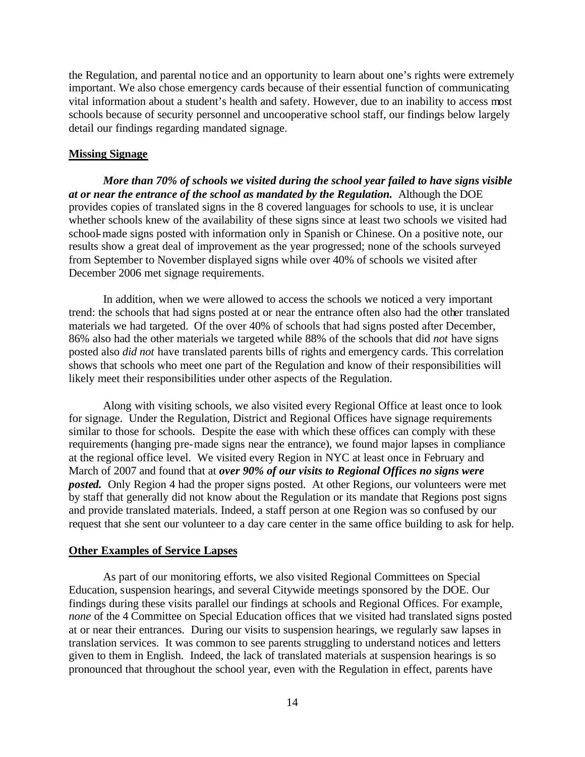the Regulation, and parental notice and an opportunity to learn about one's rights were extremely important. We also chose emergency cards because of their essential function of communicating vital information about a student's health and safety. However, due to an inability to access most schools because of security personnel and uncooperative school staff, our findings below largely detail our findings regarding mandated signage.

**Missing Signage**

***More than 70% of schools we visited during the school year failed to have signs visible at or near the entrance of the school as mandated by the Regulation.*** Although the DOE provides copies of translated signs in the 8 covered languages for schools to use, it is unclear whether schools knew of the availability of these signs since at least two schools we visited had school-made signs posted with information only in Spanish or Chinese. On a positive note, our results show a great deal of improvement as the year progressed; none of the schools surveyed from September to November displayed signs while over 40% of schools we visited after December 2006 met signage requirements.

In addition, when we were allowed to access the schools we noticed a very important trend: the schools that had signs posted at or near the entrance often also had the other translated materials we had targeted. Of the over 40% of schools that had signs posted after December, 86% also had the other materials we targeted while 88% of the schools that did *not* have signs posted also *did not* have translated parents bills of rights and emergency cards. This correlation shows that schools who meet one part of the Regulation and know of their responsibilities will likely meet their responsibilities under other aspects of the Regulation.

Along with visiting schools, we also visited every Regional Office at least once to look for signage. Under the Regulation, District and Regional Offices have signage requirements similar to those for schools. Despite the ease with which these offices can comply with these requirements (hanging pre-made signs near the entrance), we found major lapses in compliance at the regional office level. We visited every Region in NYC at least once in February and March of 2007 and found that at ***over 90% of our visits to Regional Offices no signs were posted.*** Only Region 4 had the proper signs posted. At other Regions, our volunteers were met by staff that generally did not know about the Regulation or its mandate that Regions post signs and provide translated materials. Indeed, a staff person at one Region was so confused by our request that she sent our volunteer to a day care center in the same office building to ask for help.

**Other Examples of Service Lapses**

As part of our monitoring efforts, we also visited Regional Committees on Special Education, suspension hearings, and several Citywide meetings sponsored by the DOE. Our findings during these visits parallel our findings at schools and Regional Offices. For example, *none* of the 4 Committee on Special Education offices that we visited had translated signs posted at or near their entrances. During our visits to suspension hearings, we regularly saw lapses in translation services. It was common to see parents struggling to understand notices and letters given to them in English. Indeed, the lack of translated materials at suspension hearings is so pronounced that throughout the school year, even with the Regulation in effect, parents have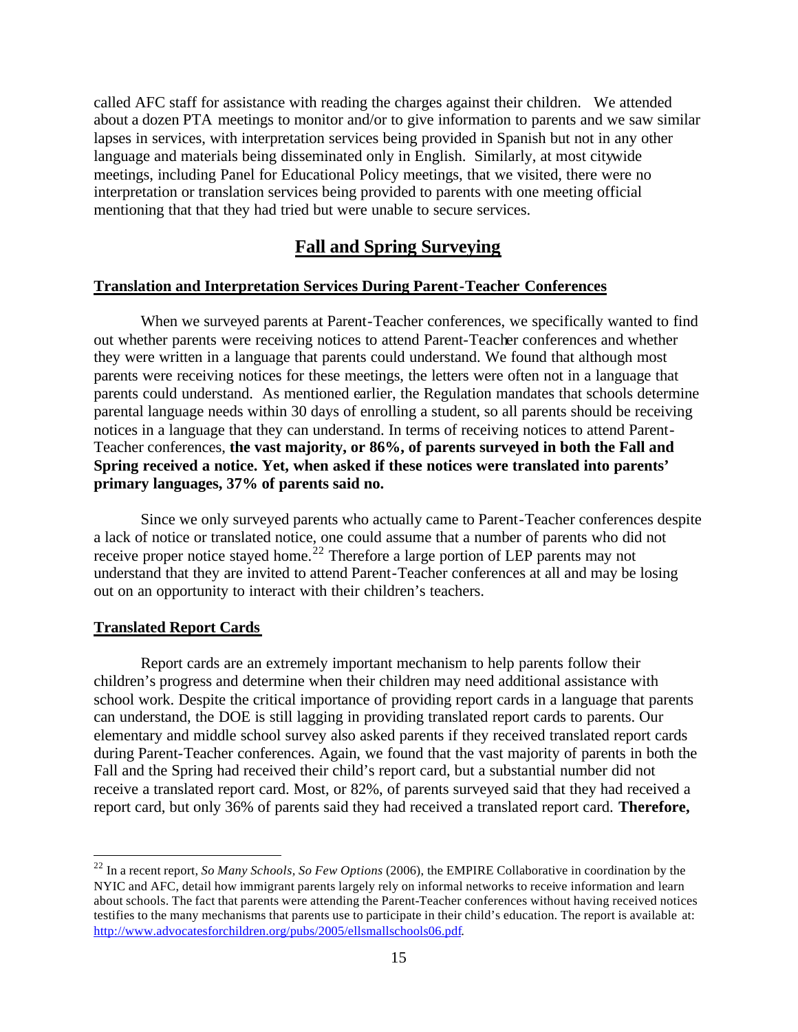called AFC staff for assistance with reading the charges against their children. We attended about a dozen PTA meetings to monitor and/or to give information to parents and we saw similar lapses in services, with interpretation services being provided in Spanish but not in any other language and materials being disseminated only in English. Similarly, at most citywide meetings, including Panel for Educational Policy meetings, that we visited, there were no interpretation or translation services being provided to parents with one meeting official mentioning that that they had tried but were unable to secure services.

## Fall and Spring Surveying

### Translation and Interpretation Services During Parent-Teacher Conferences

When we surveyed parents at Parent-Teacher conferences, we specifically wanted to find out whether parents were receiving notices to attend Parent-Teacher conferences and whether they were written in a language that parents could understand. We found that although most parents were receiving notices for these meetings, the letters were often not in a language that parents could understand. As mentioned earlier, the Regulation mandates that schools determine parental language needs within 30 days of enrolling a student, so all parents should be receiving notices in a language that they can understand. In terms of receiving notices to attend Parent-Teacher conferences, **the vast majority, or 86%, of parents surveyed in both the Fall and Spring received a notice. Yet, when asked if these notices were translated into parents' primary languages, 37% of parents said no.**

Since we only surveyed parents who actually came to Parent-Teacher conferences despite a lack of notice or translated notice, one could assume that a number of parents who did not receive proper notice stayed home.[22] Therefore a large portion of LEP parents may not understand that they are invited to attend Parent-Teacher conferences at all and may be losing out on an opportunity to interact with their children's teachers.

### Translated Report Cards

Report cards are an extremely important mechanism to help parents follow their children's progress and determine when their children may need additional assistance with school work. Despite the critical importance of providing report cards in a language that parents can understand, the DOE is still lagging in providing translated report cards to parents. Our elementary and middle school survey also asked parents if they received translated report cards during Parent-Teacher conferences. Again, we found that the vast majority of parents in both the Fall and the Spring had received their child's report card, but a substantial number did not receive a translated report card. Most, or 82%, of parents surveyed said that they had received a report card, but only 36% of parents said they had received a translated report card. **Therefore,**

---

[22] In a recent report, *So Many Schools, So Few Options* (2006), the EMPIRE Collaborative in coordination by the NYIC and AFC, detail how immigrant parents largely rely on informal networks to receive information and learn about schools. The fact that parents were attending the Parent-Teacher conferences without having received notices testifies to the many mechanisms that parents use to participate in their child's education. The report is available at: http://www.advocatesforchildren.org/pubs/2005/ellsmallschools06.pdf.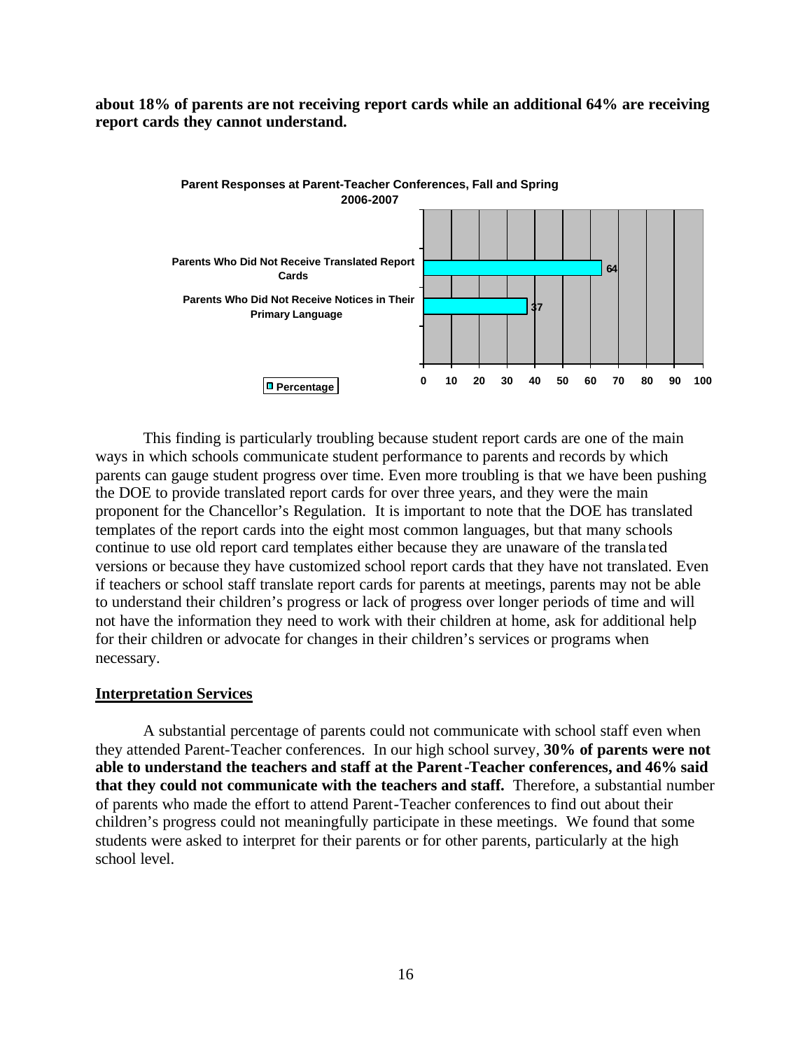**about 18% of parents are not receiving report cards while an additional 64% are receiving report cards they cannot understand.**

**Parent Responses at Parent-Teacher Conferences, Fall and Spring 2006-2007**

| | Percentage |
|---|---|
| Parents Who Did Not Receive Translated Report Cards | 64 |
| Parents Who Did Not Receive Notices in Their Primary Language | 37 |

This finding is particularly troubling because student report cards are one of the main ways in which schools communicate student performance to parents and records by which parents can gauge student progress over time. Even more troubling is that we have been pushing the DOE to provide translated report cards for over three years, and they were the main proponent for the Chancellor's Regulation. It is important to note that the DOE has translated templates of the report cards into the eight most common languages, but that many schools continue to use old report card templates either because they are unaware of the translated versions or because they have customized school report cards that they have not translated. Even if teachers or school staff translate report cards for parents at meetings, parents may not be able to understand their children's progress or lack of progress over longer periods of time and will not have the information they need to work with their children at home, ask for additional help for their children or advocate for changes in their children's services or programs when necessary.

## Interpretation Services

A substantial percentage of parents could not communicate with school staff even when they attended Parent-Teacher conferences. In our high school survey, **30% of parents were not able to understand the teachers and staff at the Parent-Teacher conferences, and 46% said that they could not communicate with the teachers and staff.** Therefore, a substantial number of parents who made the effort to attend Parent-Teacher conferences to find out about their children's progress could not meaningfully participate in these meetings. We found that some students were asked to interpret for their parents or for other parents, particularly at the high school level.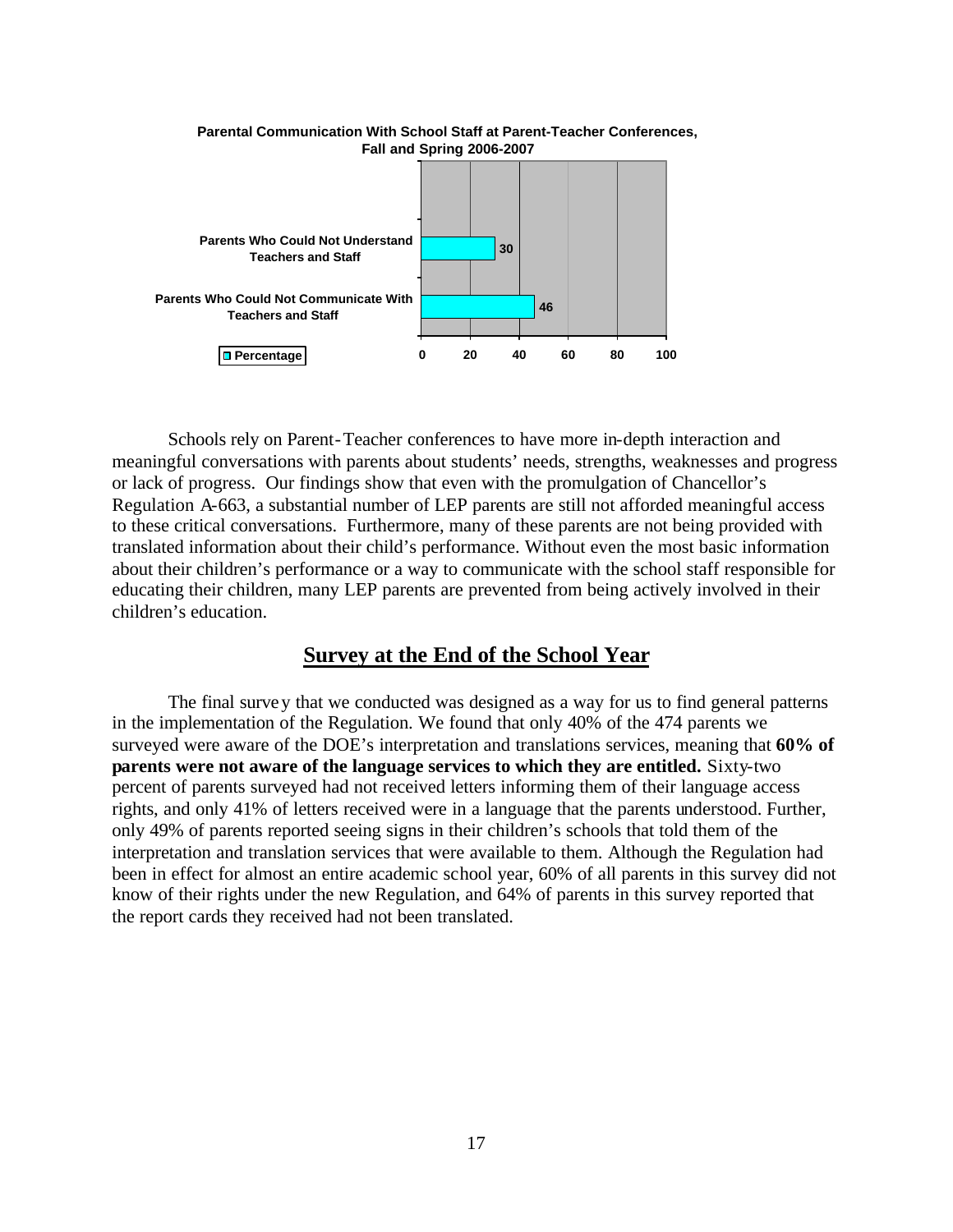**Parental Communication With School Staff at Parent-Teacher Conferences, Fall and Spring 2006-2007**

| | Percentage |
|---|---|
| Parents Who Could Not Understand Teachers and Staff | 30 |
| Parents Who Could Not Communicate With Teachers and Staff | 46 |

Schools rely on Parent-Teacher conferences to have more in-depth interaction and meaningful conversations with parents about students' needs, strengths, weaknesses and progress or lack of progress. Our findings show that even with the promulgation of Chancellor's Regulation A-663, a substantial number of LEP parents are still not afforded meaningful access to these critical conversations. Furthermore, many of these parents are not being provided with translated information about their child's performance. Without even the most basic information about their children's performance or a way to communicate with the school staff responsible for educating their children, many LEP parents are prevented from being actively involved in their children's education.

## Survey at the End of the School Year

The final survey that we conducted was designed as a way for us to find general patterns in the implementation of the Regulation. We found that only 40% of the 474 parents we surveyed were aware of the DOE's interpretation and translations services, meaning that **60% of parents were not aware of the language services to which they are entitled.** Sixty-two percent of parents surveyed had not received letters informing them of their language access rights, and only 41% of letters received were in a language that the parents understood. Further, only 49% of parents reported seeing signs in their children's schools that told them of the interpretation and translation services that were available to them. Although the Regulation had been in effect for almost an entire academic school year, 60% of all parents in this survey did not know of their rights under the new Regulation, and 64% of parents in this survey reported that the report cards they received had not been translated.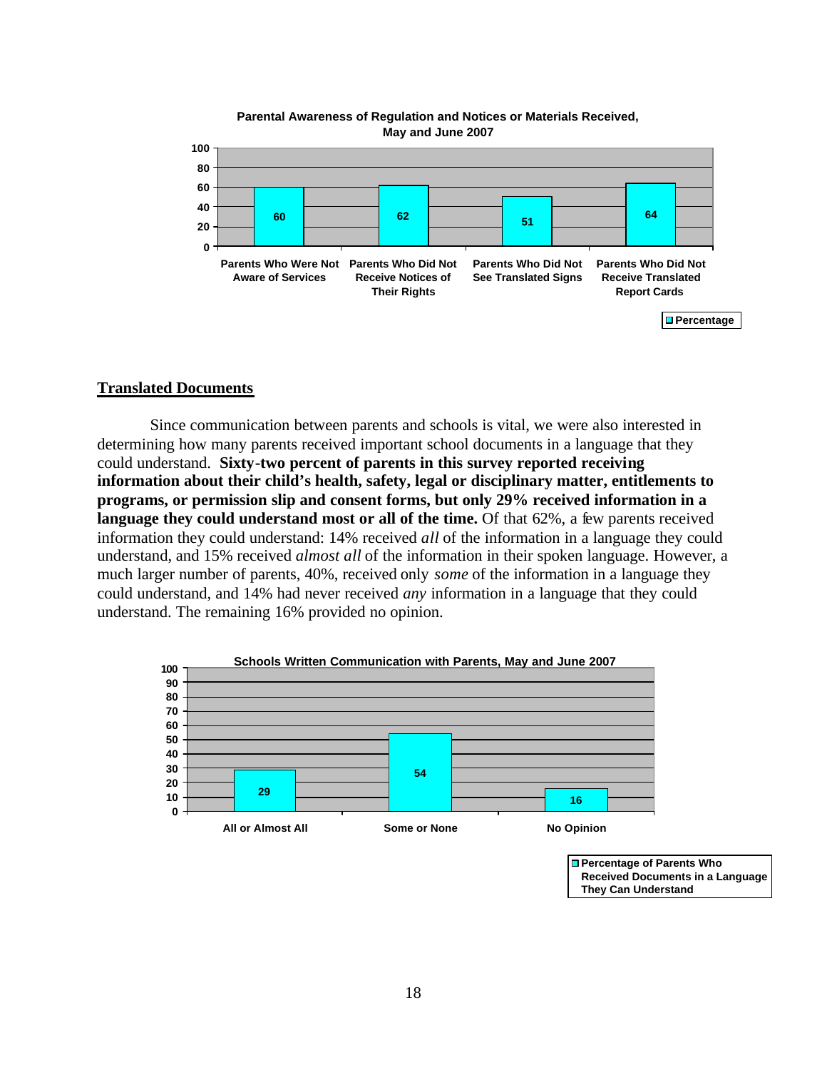**Parental Awareness of Regulation and Notices or Materials Received, May and June 2007**

| | Percentage |
|---|---|
| Parents Who Were Not Aware of Services | 60 |
| Parents Who Did Not Receive Notices of Their Rights | 62 |
| Parents Who Did Not See Translated Signs | 51 |
| Parents Who Did Not Receive Translated Report Cards | 64 |

## Translated Documents

Since communication between parents and schools is vital, we were also interested in determining how many parents received important school documents in a language that they could understand. **Sixty-two percent of parents in this survey reported receiving information about their child's health, safety, legal or disciplinary matter, entitlements to programs, or permission slip and consent forms, but only 29% received information in a language they could understand most or all of the time.** Of that 62%, a few parents received information they could understand: 14% received *all* of the information in a language they could understand, and 15% received *almost all* of the information in their spoken language. However, a much larger number of parents, 40%, received only *some* of the information in a language they could understand, and 14% had never received *any* information in a language that they could understand. The remaining 16% provided no opinion.

**Schools Written Communication with Parents, May and June 2007**

| | Percentage of Parents Who Received Documents in a Language They Can Understand |
|---|---|
| All or Almost All | 29 |
| Some or None | 54 |
| No Opinion | 16 |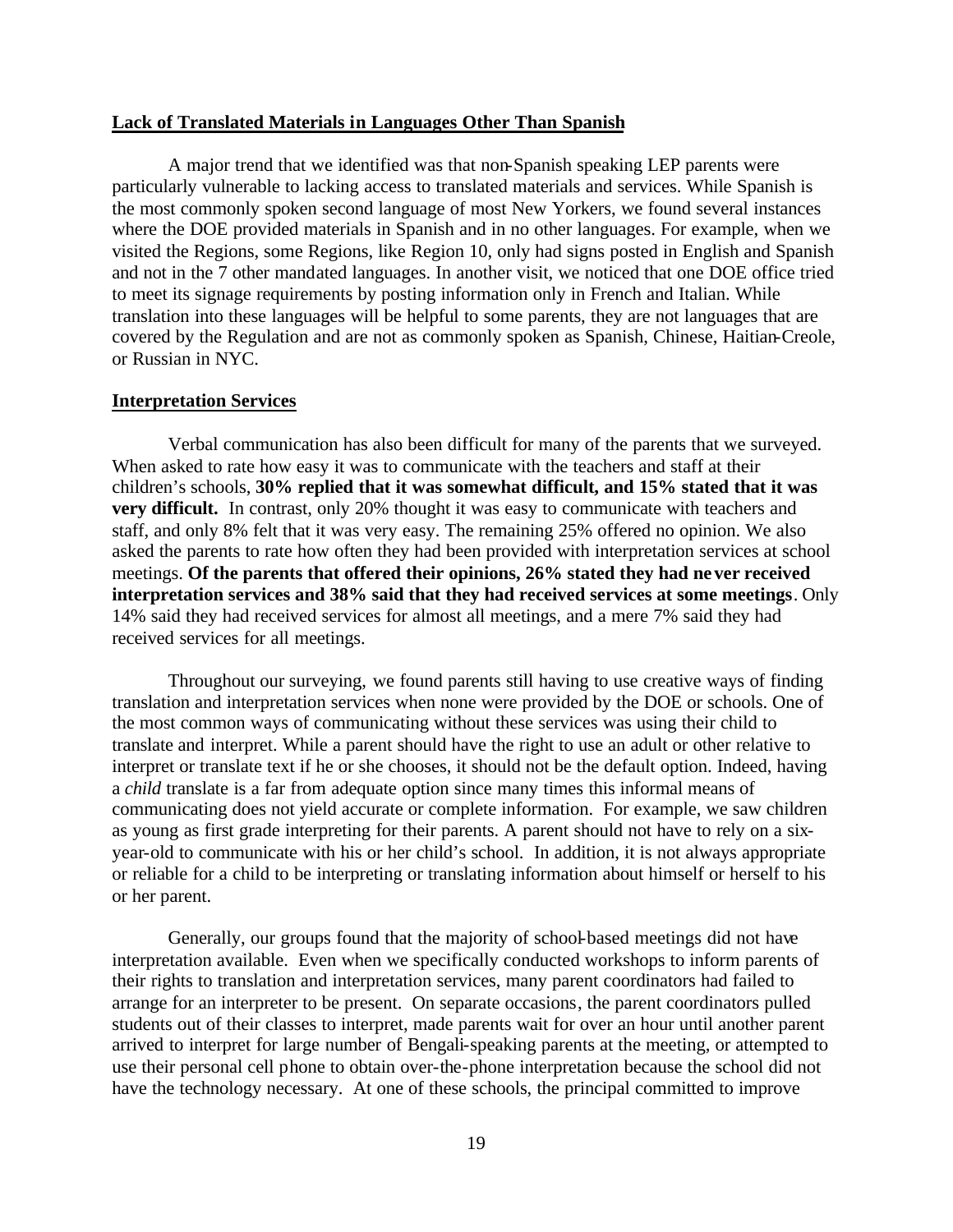**Lack of Translated Materials in Languages Other Than Spanish**

A major trend that we identified was that non-Spanish speaking LEP parents were particularly vulnerable to lacking access to translated materials and services. While Spanish is the most commonly spoken second language of most New Yorkers, we found several instances where the DOE provided materials in Spanish and in no other languages. For example, when we visited the Regions, some Regions, like Region 10, only had signs posted in English and Spanish and not in the 7 other mandated languages. In another visit, we noticed that one DOE office tried to meet its signage requirements by posting information only in French and Italian. While translation into these languages will be helpful to some parents, they are not languages that are covered by the Regulation and are not as commonly spoken as Spanish, Chinese, Haitian-Creole, or Russian in NYC.

**Interpretation Services**

Verbal communication has also been difficult for many of the parents that we surveyed. When asked to rate how easy it was to communicate with the teachers and staff at their children's schools, **30% replied that it was somewhat difficult, and 15% stated that it was very difficult.** In contrast, only 20% thought it was easy to communicate with teachers and staff, and only 8% felt that it was very easy. The remaining 25% offered no opinion. We also asked the parents to rate how often they had been provided with interpretation services at school meetings. **Of the parents that offered their opinions, 26% stated they had never received interpretation services and 38% said that they had received services at some meetings**. Only 14% said they had received services for almost all meetings, and a mere 7% said they had received services for all meetings.

Throughout our surveying, we found parents still having to use creative ways of finding translation and interpretation services when none were provided by the DOE or schools. One of the most common ways of communicating without these services was using their child to translate and interpret. While a parent should have the right to use an adult or other relative to interpret or translate text if he or she chooses, it should not be the default option. Indeed, having a *child* translate is a far from adequate option since many times this informal means of communicating does not yield accurate or complete information. For example, we saw children as young as first grade interpreting for their parents. A parent should not have to rely on a six-year-old to communicate with his or her child's school. In addition, it is not always appropriate or reliable for a child to be interpreting or translating information about himself or herself to his or her parent.

Generally, our groups found that the majority of school-based meetings did not have interpretation available. Even when we specifically conducted workshops to inform parents of their rights to translation and interpretation services, many parent coordinators had failed to arrange for an interpreter to be present. On separate occasions, the parent coordinators pulled students out of their classes to interpret, made parents wait for over an hour until another parent arrived to interpret for large number of Bengali-speaking parents at the meeting, or attempted to use their personal cell phone to obtain over-the-phone interpretation because the school did not have the technology necessary. At one of these schools, the principal committed to improve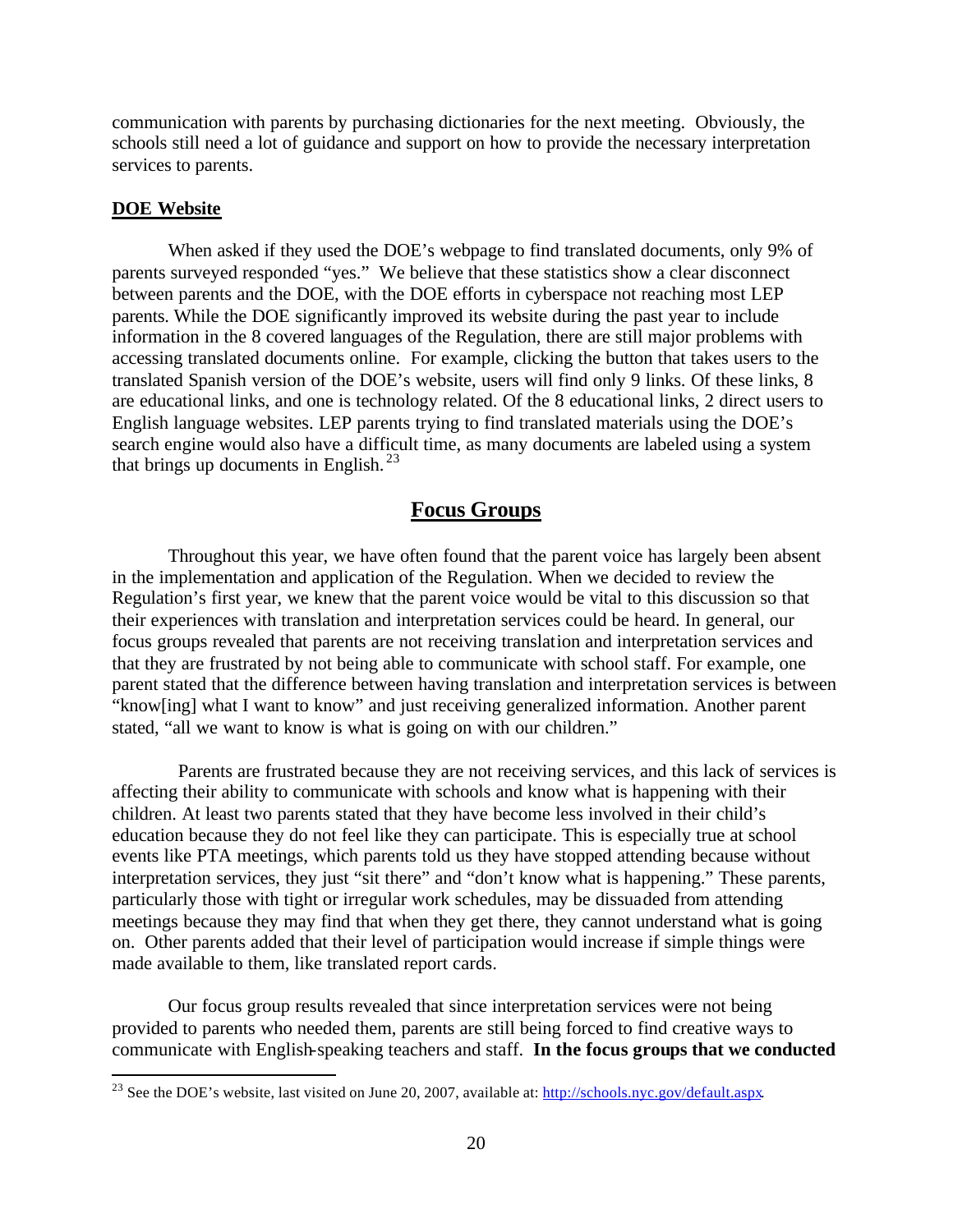communication with parents by purchasing dictionaries for the next meeting. Obviously, the schools still need a lot of guidance and support on how to provide the necessary interpretation services to parents.

### DOE Website

When asked if they used the DOE's webpage to find translated documents, only 9% of parents surveyed responded "yes." We believe that these statistics show a clear disconnect between parents and the DOE, with the DOE efforts in cyberspace not reaching most LEP parents. While the DOE significantly improved its website during the past year to include information in the 8 covered languages of the Regulation, there are still major problems with accessing translated documents online. For example, clicking the button that takes users to the translated Spanish version of the DOE's website, users will find only 9 links. Of these links, 8 are educational links, and one is technology related. Of the 8 educational links, 2 direct users to English language websites. LEP parents trying to find translated materials using the DOE's search engine would also have a difficult time, as many documents are labeled using a system that brings up documents in English.[23]

## Focus Groups

Throughout this year, we have often found that the parent voice has largely been absent in the implementation and application of the Regulation. When we decided to review the Regulation's first year, we knew that the parent voice would be vital to this discussion so that their experiences with translation and interpretation services could be heard. In general, our focus groups revealed that parents are not receiving translation and interpretation services and that they are frustrated by not being able to communicate with school staff. For example, one parent stated that the difference between having translation and interpretation services is between "know[ing] what I want to know" and just receiving generalized information. Another parent stated, "all we want to know is what is going on with our children."

Parents are frustrated because they are not receiving services, and this lack of services is affecting their ability to communicate with schools and know what is happening with their children. At least two parents stated that they have become less involved in their child's education because they do not feel like they can participate. This is especially true at school events like PTA meetings, which parents told us they have stopped attending because without interpretation services, they just "sit there" and "don't know what is happening." These parents, particularly those with tight or irregular work schedules, may be dissuaded from attending meetings because they may find that when they get there, they cannot understand what is going on. Other parents added that their level of participation would increase if simple things were made available to them, like translated report cards.

Our focus group results revealed that since interpretation services were not being provided to parents who needed them, parents are still being forced to find creative ways to communicate with English-speaking teachers and staff. **In the focus groups that we conducted**

---

[23] See the DOE's website, last visited on June 20, 2007, available at: http://schools.nyc.gov/default.aspx.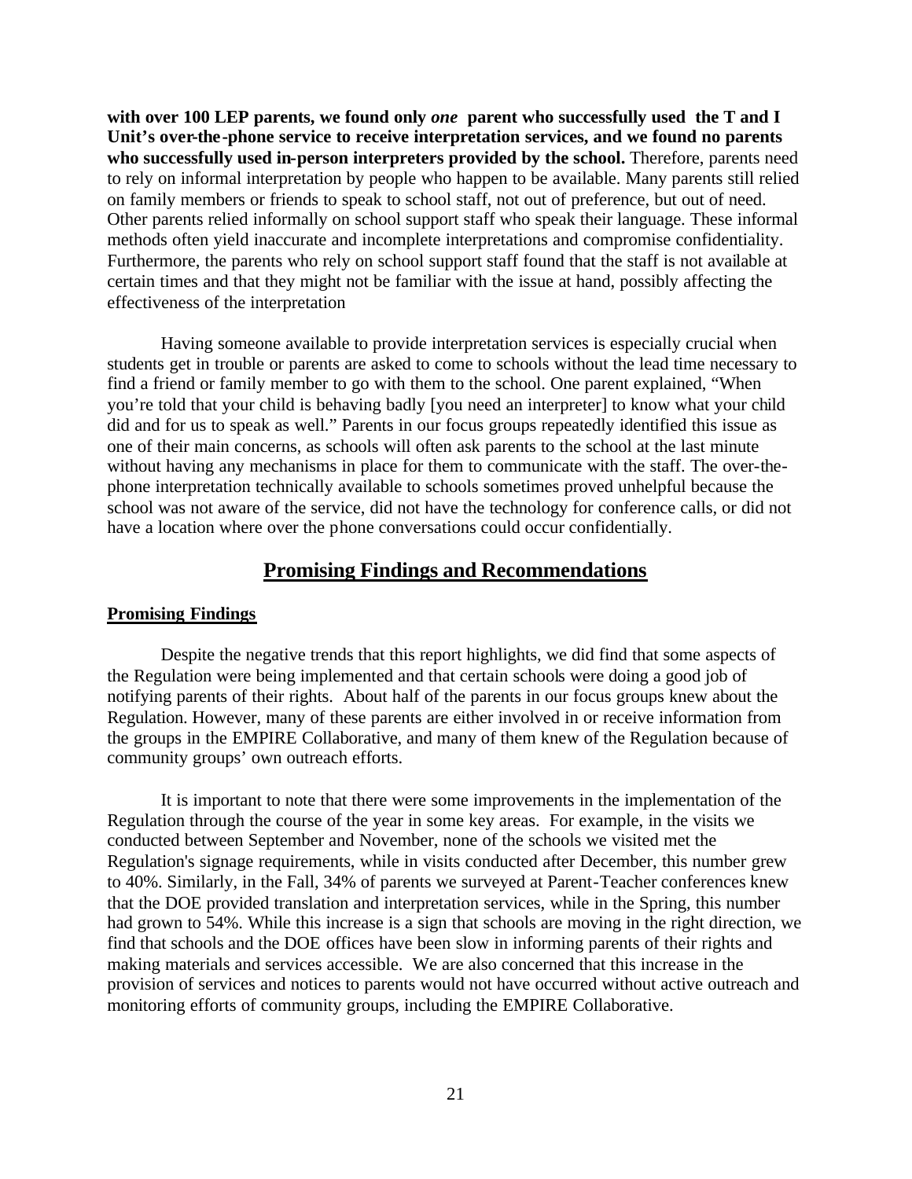**with over 100 LEP parents, we found only *one* parent who successfully used the T and I Unit's over-the-phone service to receive interpretation services, and we found no parents who successfully used in-person interpreters provided by the school.** Therefore, parents need to rely on informal interpretation by people who happen to be available. Many parents still relied on family members or friends to speak to school staff, not out of preference, but out of need. Other parents relied informally on school support staff who speak their language. These informal methods often yield inaccurate and incomplete interpretations and compromise confidentiality. Furthermore, the parents who rely on school support staff found that the staff is not available at certain times and that they might not be familiar with the issue at hand, possibly affecting the effectiveness of the interpretation

Having someone available to provide interpretation services is especially crucial when students get in trouble or parents are asked to come to schools without the lead time necessary to find a friend or family member to go with them to the school. One parent explained, "When you're told that your child is behaving badly [you need an interpreter] to know what your child did and for us to speak as well." Parents in our focus groups repeatedly identified this issue as one of their main concerns, as schools will often ask parents to the school at the last minute without having any mechanisms in place for them to communicate with the staff. The over-the-phone interpretation technically available to schools sometimes proved unhelpful because the school was not aware of the service, did not have the technology for conference calls, or did not have a location where over the phone conversations could occur confidentially.

## Promising Findings and Recommendations

### Promising Findings

Despite the negative trends that this report highlights, we did find that some aspects of the Regulation were being implemented and that certain schools were doing a good job of notifying parents of their rights. About half of the parents in our focus groups knew about the Regulation. However, many of these parents are either involved in or receive information from the groups in the EMPIRE Collaborative, and many of them knew of the Regulation because of community groups' own outreach efforts.

It is important to note that there were some improvements in the implementation of the Regulation through the course of the year in some key areas. For example, in the visits we conducted between September and November, none of the schools we visited met the Regulation's signage requirements, while in visits conducted after December, this number grew to 40%. Similarly, in the Fall, 34% of parents we surveyed at Parent-Teacher conferences knew that the DOE provided translation and interpretation services, while in the Spring, this number had grown to 54%. While this increase is a sign that schools are moving in the right direction, we find that schools and the DOE offices have been slow in informing parents of their rights and making materials and services accessible. We are also concerned that this increase in the provision of services and notices to parents would not have occurred without active outreach and monitoring efforts of community groups, including the EMPIRE Collaborative.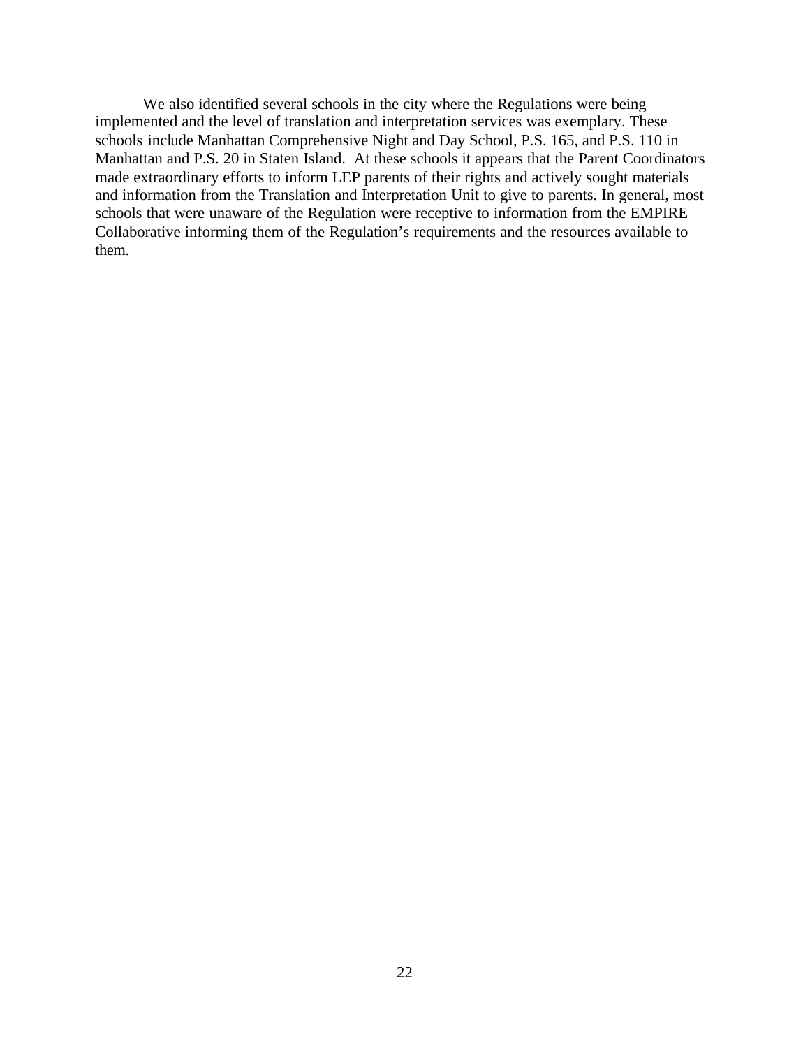We also identified several schools in the city where the Regulations were being implemented and the level of translation and interpretation services was exemplary. These schools include Manhattan Comprehensive Night and Day School, P.S. 165, and P.S. 110 in Manhattan and P.S. 20 in Staten Island. At these schools it appears that the Parent Coordinators made extraordinary efforts to inform LEP parents of their rights and actively sought materials and information from the Translation and Interpretation Unit to give to parents. In general, most schools that were unaware of the Regulation were receptive to information from the EMPIRE Collaborative informing them of the Regulation's requirements and the resources available to them.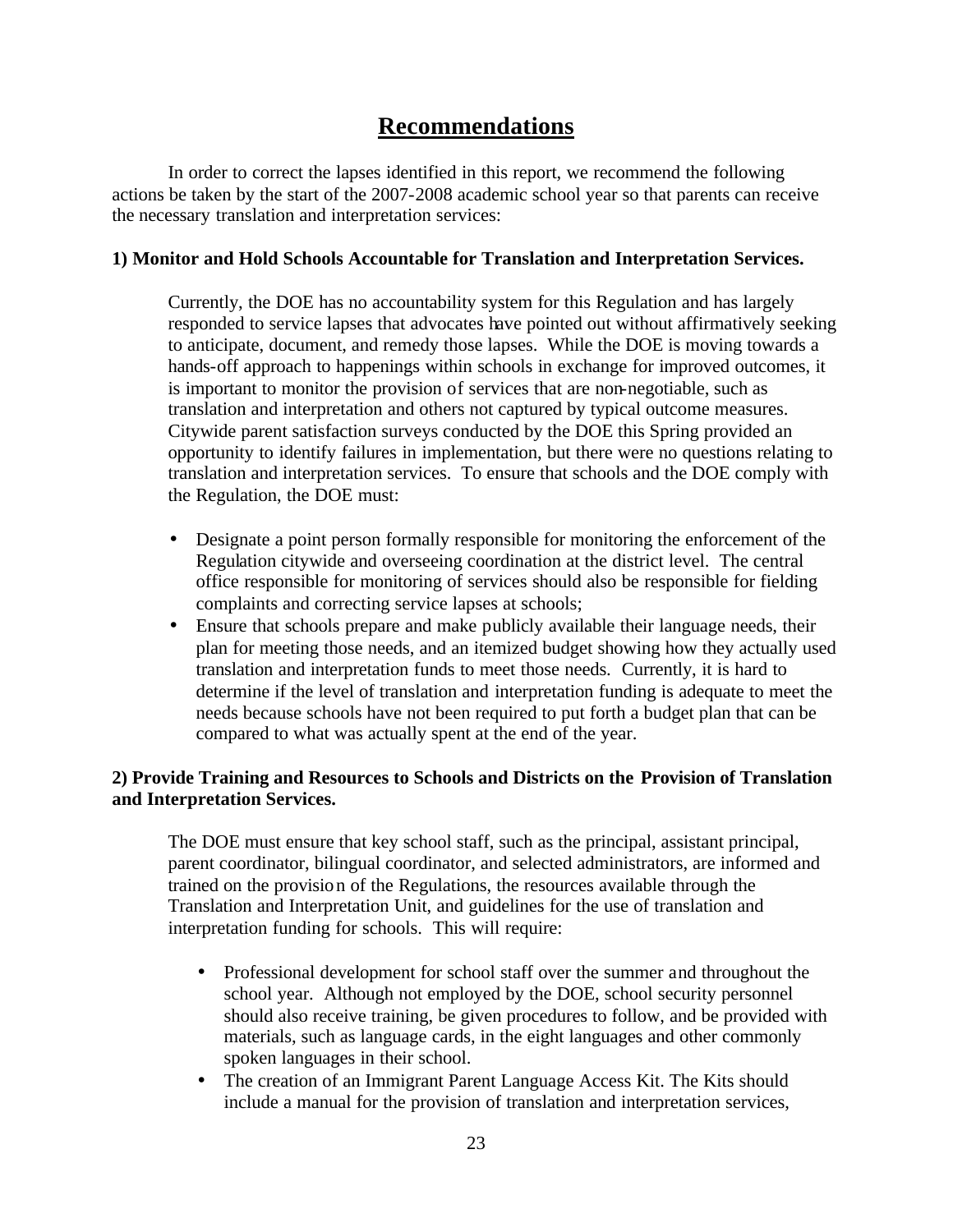# Recommendations

In order to correct the lapses identified in this report, we recommend the following actions be taken by the start of the 2007-2008 academic school year so that parents can receive the necessary translation and interpretation services:

**1) Monitor and Hold Schools Accountable for Translation and Interpretation Services.**

Currently, the DOE has no accountability system for this Regulation and has largely responded to service lapses that advocates have pointed out without affirmatively seeking to anticipate, document, and remedy those lapses. While the DOE is moving towards a hands-off approach to happenings within schools in exchange for improved outcomes, it is important to monitor the provision of services that are non-negotiable, such as translation and interpretation and others not captured by typical outcome measures. Citywide parent satisfaction surveys conducted by the DOE this Spring provided an opportunity to identify failures in implementation, but there were no questions relating to translation and interpretation services. To ensure that schools and the DOE comply with the Regulation, the DOE must:

- Designate a point person formally responsible for monitoring the enforcement of the Regulation citywide and overseeing coordination at the district level. The central office responsible for monitoring of services should also be responsible for fielding complaints and correcting service lapses at schools;
- Ensure that schools prepare and make publicly available their language needs, their plan for meeting those needs, and an itemized budget showing how they actually used translation and interpretation funds to meet those needs. Currently, it is hard to determine if the level of translation and interpretation funding is adequate to meet the needs because schools have not been required to put forth a budget plan that can be compared to what was actually spent at the end of the year.

**2) Provide Training and Resources to Schools and Districts on the Provision of Translation and Interpretation Services.**

The DOE must ensure that key school staff, such as the principal, assistant principal, parent coordinator, bilingual coordinator, and selected administrators, are informed and trained on the provision of the Regulations, the resources available through the Translation and Interpretation Unit, and guidelines for the use of translation and interpretation funding for schools. This will require:

- Professional development for school staff over the summer and throughout the school year. Although not employed by the DOE, school security personnel should also receive training, be given procedures to follow, and be provided with materials, such as language cards, in the eight languages and other commonly spoken languages in their school.
- The creation of an Immigrant Parent Language Access Kit. The Kits should include a manual for the provision of translation and interpretation services,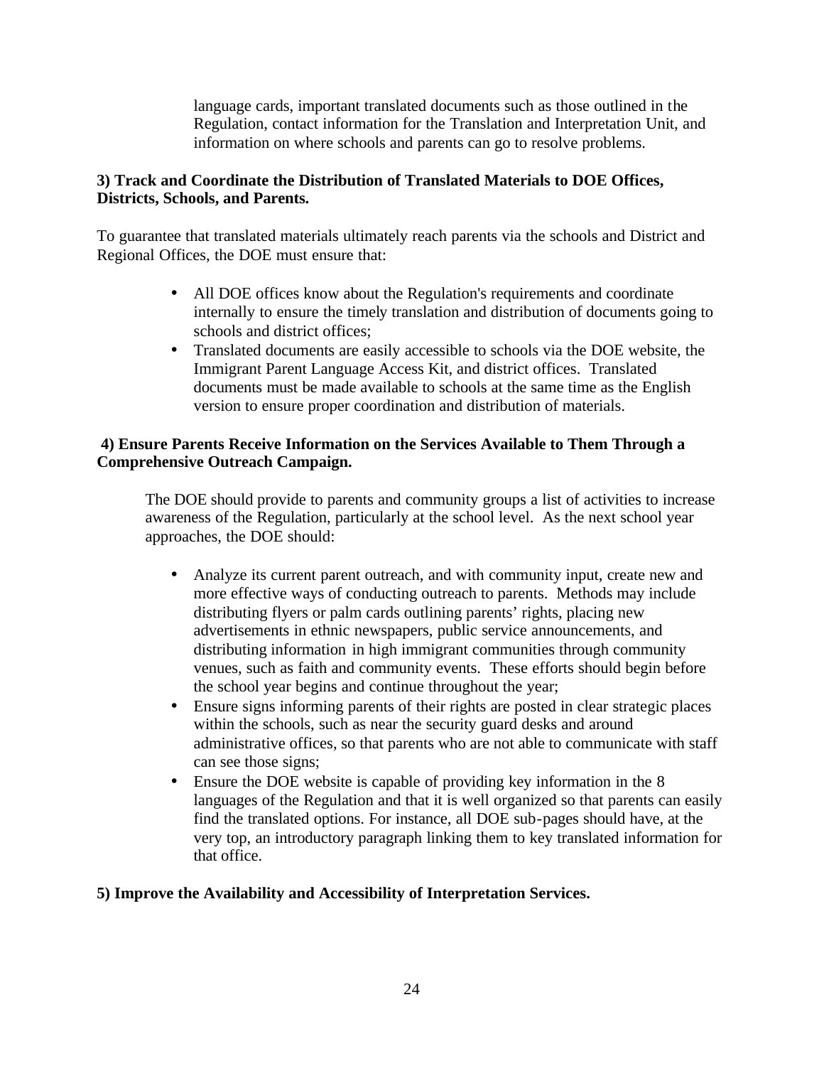language cards, important translated documents such as those outlined in the Regulation, contact information for the Translation and Interpretation Unit, and information on where schools and parents can go to resolve problems.

**3) Track and Coordinate the Distribution of Translated Materials to DOE Offices, Districts, Schools, and Parents.**

To guarantee that translated materials ultimately reach parents via the schools and District and Regional Offices, the DOE must ensure that:

- All DOE offices know about the Regulation's requirements and coordinate internally to ensure the timely translation and distribution of documents going to schools and district offices;
- Translated documents are easily accessible to schools via the DOE website, the Immigrant Parent Language Access Kit, and district offices. Translated documents must be made available to schools at the same time as the English version to ensure proper coordination and distribution of materials.

**4) Ensure Parents Receive Information on the Services Available to Them Through a Comprehensive Outreach Campaign.**

The DOE should provide to parents and community groups a list of activities to increase awareness of the Regulation, particularly at the school level. As the next school year approaches, the DOE should:

- Analyze its current parent outreach, and with community input, create new and more effective ways of conducting outreach to parents. Methods may include distributing flyers or palm cards outlining parents' rights, placing new advertisements in ethnic newspapers, public service announcements, and distributing information in high immigrant communities through community venues, such as faith and community events. These efforts should begin before the school year begins and continue throughout the year;
- Ensure signs informing parents of their rights are posted in clear strategic places within the schools, such as near the security guard desks and around administrative offices, so that parents who are not able to communicate with staff can see those signs;
- Ensure the DOE website is capable of providing key information in the 8 languages of the Regulation and that it is well organized so that parents can easily find the translated options. For instance, all DOE sub-pages should have, at the very top, an introductory paragraph linking them to key translated information for that office.

**5) Improve the Availability and Accessibility of Interpretation Services.**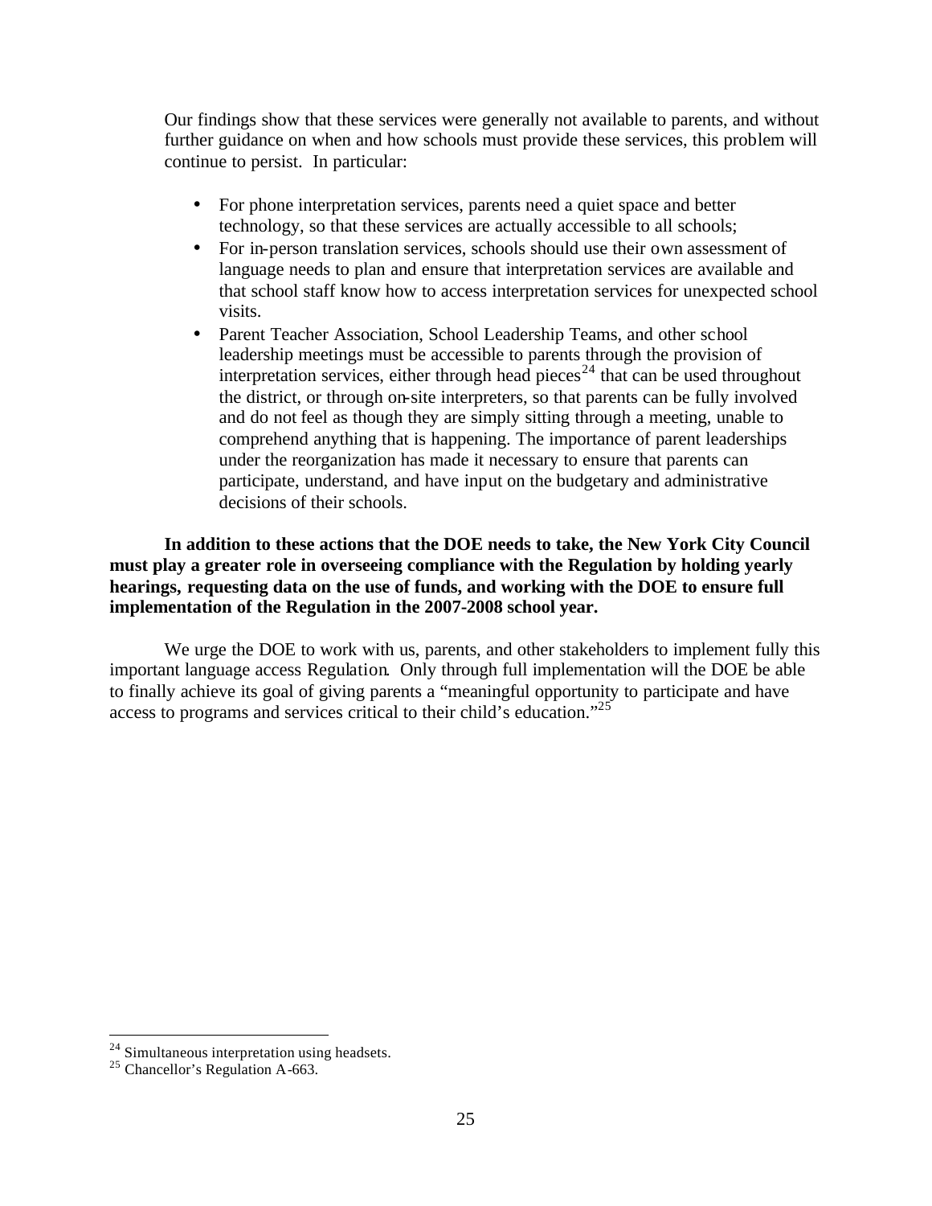Our findings show that these services were generally not available to parents, and without further guidance on when and how schools must provide these services, this problem will continue to persist. In particular:

- For phone interpretation services, parents need a quiet space and better technology, so that these services are actually accessible to all schools;
- For in-person translation services, schools should use their own assessment of language needs to plan and ensure that interpretation services are available and that school staff know how to access interpretation services for unexpected school visits.
- Parent Teacher Association, School Leadership Teams, and other school leadership meetings must be accessible to parents through the provision of interpretation services, either through head pieces[24] that can be used throughout the district, or through on-site interpreters, so that parents can be fully involved and do not feel as though they are simply sitting through a meeting, unable to comprehend anything that is happening. The importance of parent leaderships under the reorganization has made it necessary to ensure that parents can participate, understand, and have input on the budgetary and administrative decisions of their schools.

**In addition to these actions that the DOE needs to take, the New York City Council must play a greater role in overseeing compliance with the Regulation by holding yearly hearings, requesting data on the use of funds, and working with the DOE to ensure full implementation of the Regulation in the 2007-2008 school year.**

We urge the DOE to work with us, parents, and other stakeholders to implement fully this important language access Regulation. Only through full implementation will the DOE be able to finally achieve its goal of giving parents a "meaningful opportunity to participate and have access to programs and services critical to their child's education."[25]

---

[24] Simultaneous interpretation using headsets.

[25] Chancellor's Regulation A-663.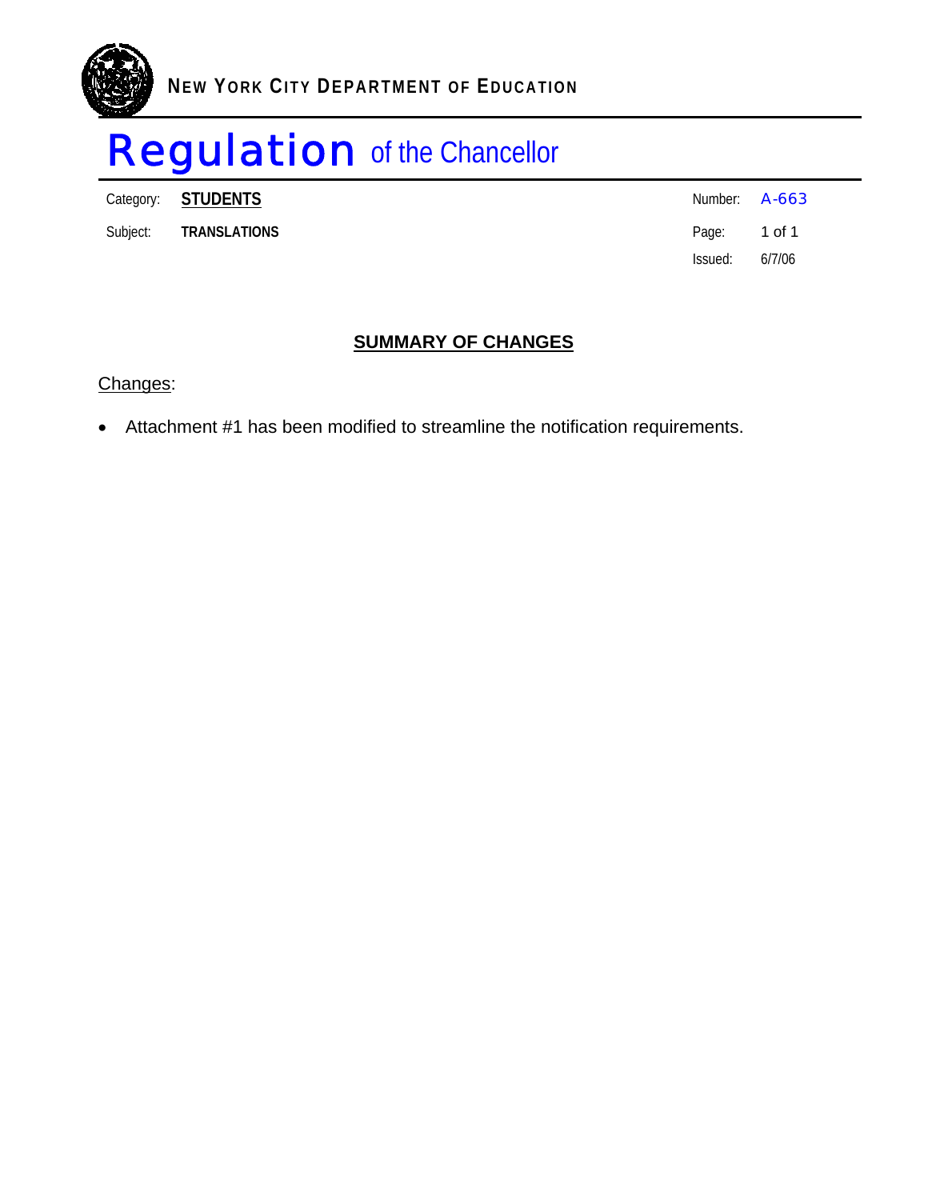**NEW YORK CITY DEPARTMENT OF EDUCATION**

# Regulation of the Chancellor

| Category: | **STUDENTS** | Number: | A-663 |
|---|---|---|---|
| Subject: | **TRANSLATIONS** | Page: | 1 of 1 |
| | | Issued: | 6/7/06 |

## SUMMARY OF CHANGES

Changes:

- Attachment #1 has been modified to streamline the notification requirements.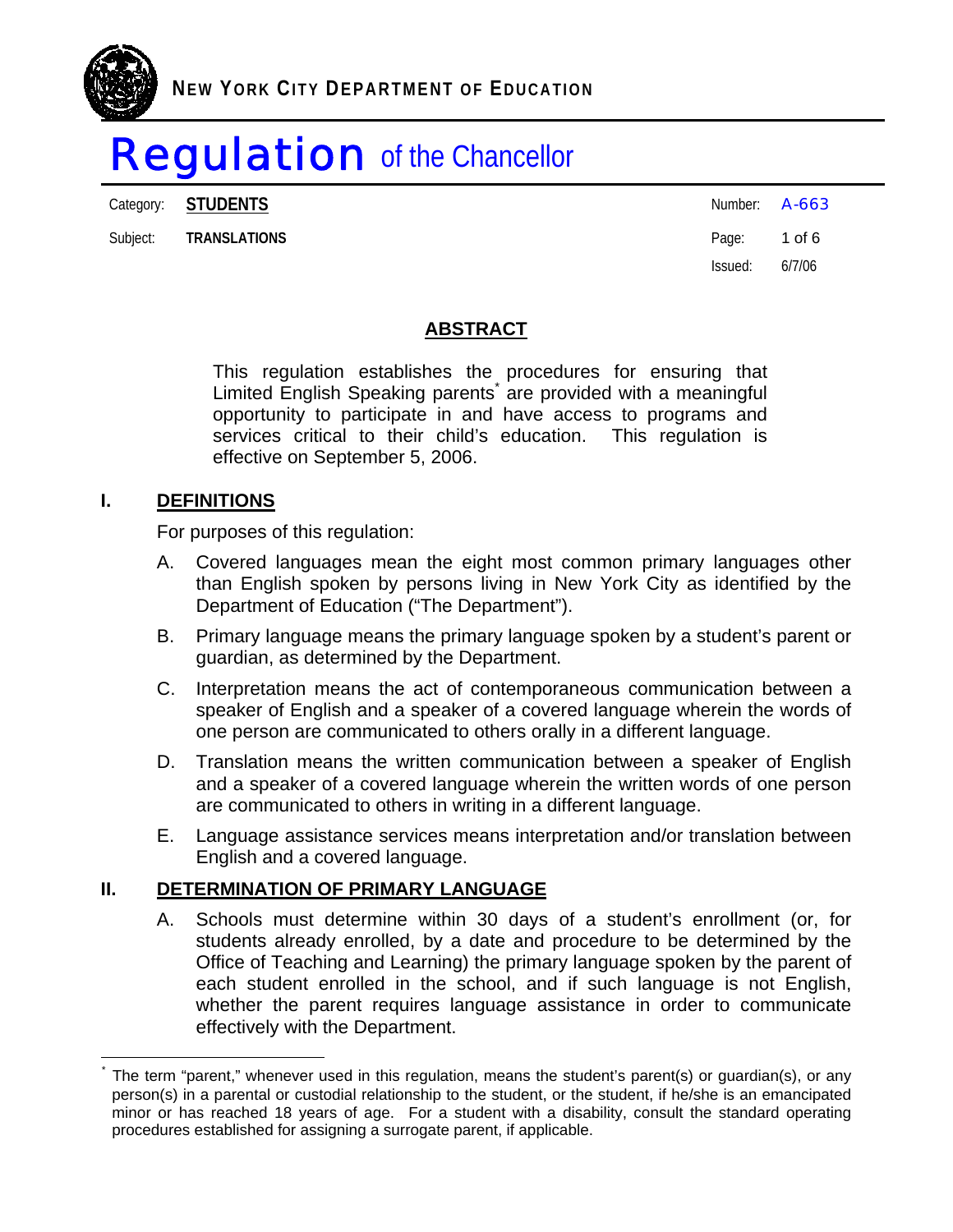NEW YORK CITY DEPARTMENT OF EDUCATION

# Regulation of the Chancellor

| | | | |
|---|---|---|---|
| Category: | **STUDENTS** | Number: | A-663 |
| Subject: | **TRANSLATIONS** | Page: | 1 of 6 |
| | | Issued: | 6/7/06 |

## ABSTRACT

This regulation establishes the procedures for ensuring that Limited English Speaking parents* are provided with a meaningful opportunity to participate in and have access to programs and services critical to their child's education. This regulation is effective on September 5, 2006.

## I. DEFINITIONS

For purposes of this regulation:

A. Covered languages mean the eight most common primary languages other than English spoken by persons living in New York City as identified by the Department of Education ("The Department").

B. Primary language means the primary language spoken by a student's parent or guardian, as determined by the Department.

C. Interpretation means the act of contemporaneous communication between a speaker of English and a speaker of a covered language wherein the words of one person are communicated to others orally in a different language.

D. Translation means the written communication between a speaker of English and a speaker of a covered language wherein the written words of one person are communicated to others in writing in a different language.

E. Language assistance services means interpretation and/or translation between English and a covered language.

## II. DETERMINATION OF PRIMARY LANGUAGE

A. Schools must determine within 30 days of a student's enrollment (or, for students already enrolled, by a date and procedure to be determined by the Office of Teaching and Learning) the primary language spoken by the parent of each student enrolled in the school, and if such language is not English, whether the parent requires language assistance in order to communicate effectively with the Department.

---

* The term "parent," whenever used in this regulation, means the student's parent(s) or guardian(s), or any person(s) in a parental or custodial relationship to the student, or the student, if he/she is an emancipated minor or has reached 18 years of age. For a student with a disability, consult the standard operating procedures established for assigning a surrogate parent, if applicable.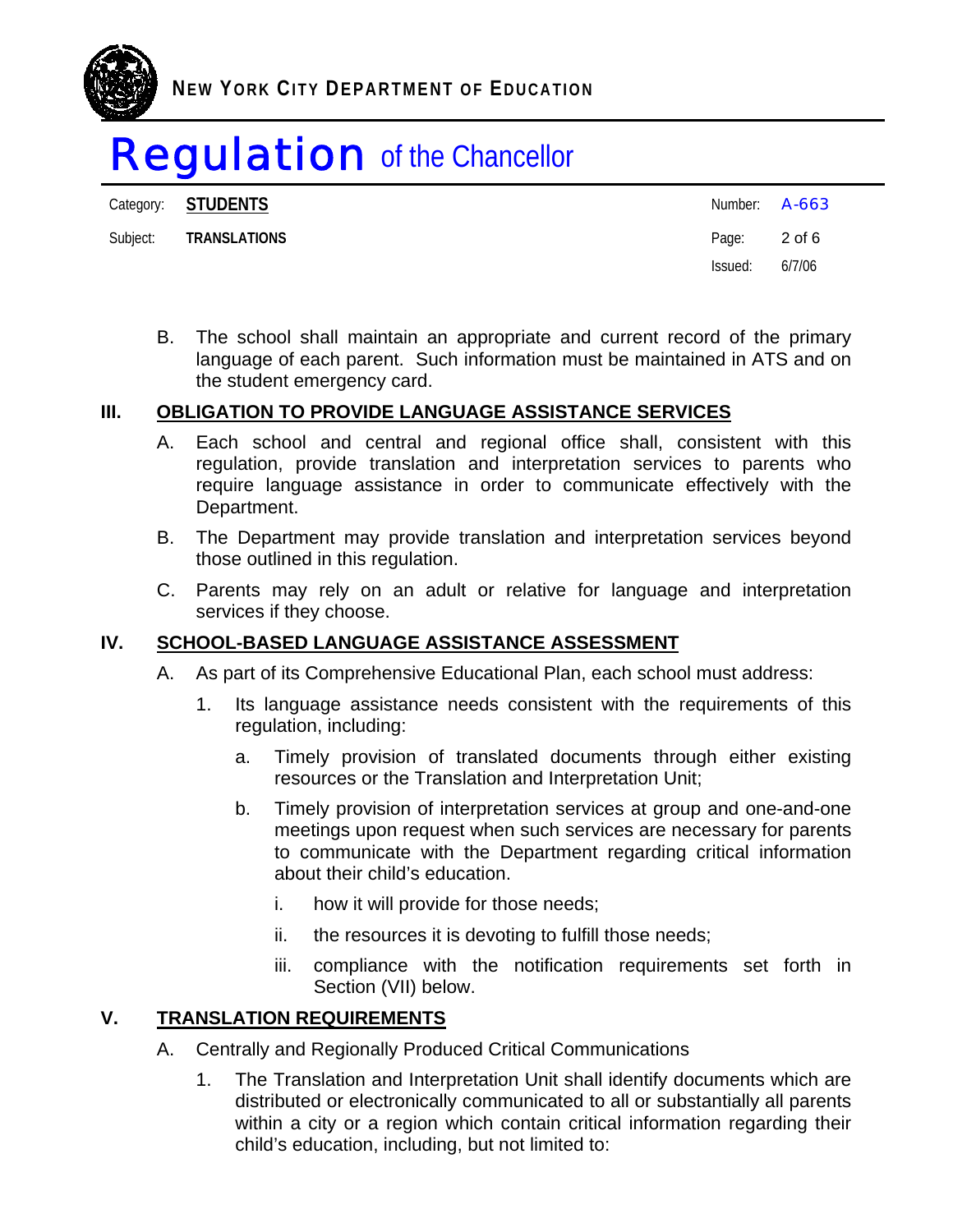B. The school shall maintain an appropriate and current record of the primary language of each parent. Such information must be maintained in ATS and on the student emergency card.

## III. OBLIGATION TO PROVIDE LANGUAGE ASSISTANCE SERVICES

A. Each school and central and regional office shall, consistent with this regulation, provide translation and interpretation services to parents who require language assistance in order to communicate effectively with the Department.

B. The Department may provide translation and interpretation services beyond those outlined in this regulation.

C. Parents may rely on an adult or relative for language and interpretation services if they choose.

## IV. SCHOOL-BASED LANGUAGE ASSISTANCE ASSESSMENT

A. As part of its Comprehensive Educational Plan, each school must address:

1. Its language assistance needs consistent with the requirements of this regulation, including:

   a. Timely provision of translated documents through either existing resources or the Translation and Interpretation Unit;

   b. Timely provision of interpretation services at group and one-and-one meetings upon request when such services are necessary for parents to communicate with the Department regarding critical information about their child's education.

      i. how it will provide for those needs;

      ii. the resources it is devoting to fulfill those needs;

      iii. compliance with the notification requirements set forth in Section (VII) below.

## V. TRANSLATION REQUIREMENTS

A. Centrally and Regionally Produced Critical Communications

1. The Translation and Interpretation Unit shall identify documents which are distributed or electronically communicated to all or substantially all parents within a city or a region which contain critical information regarding their child's education, including, but not limited to: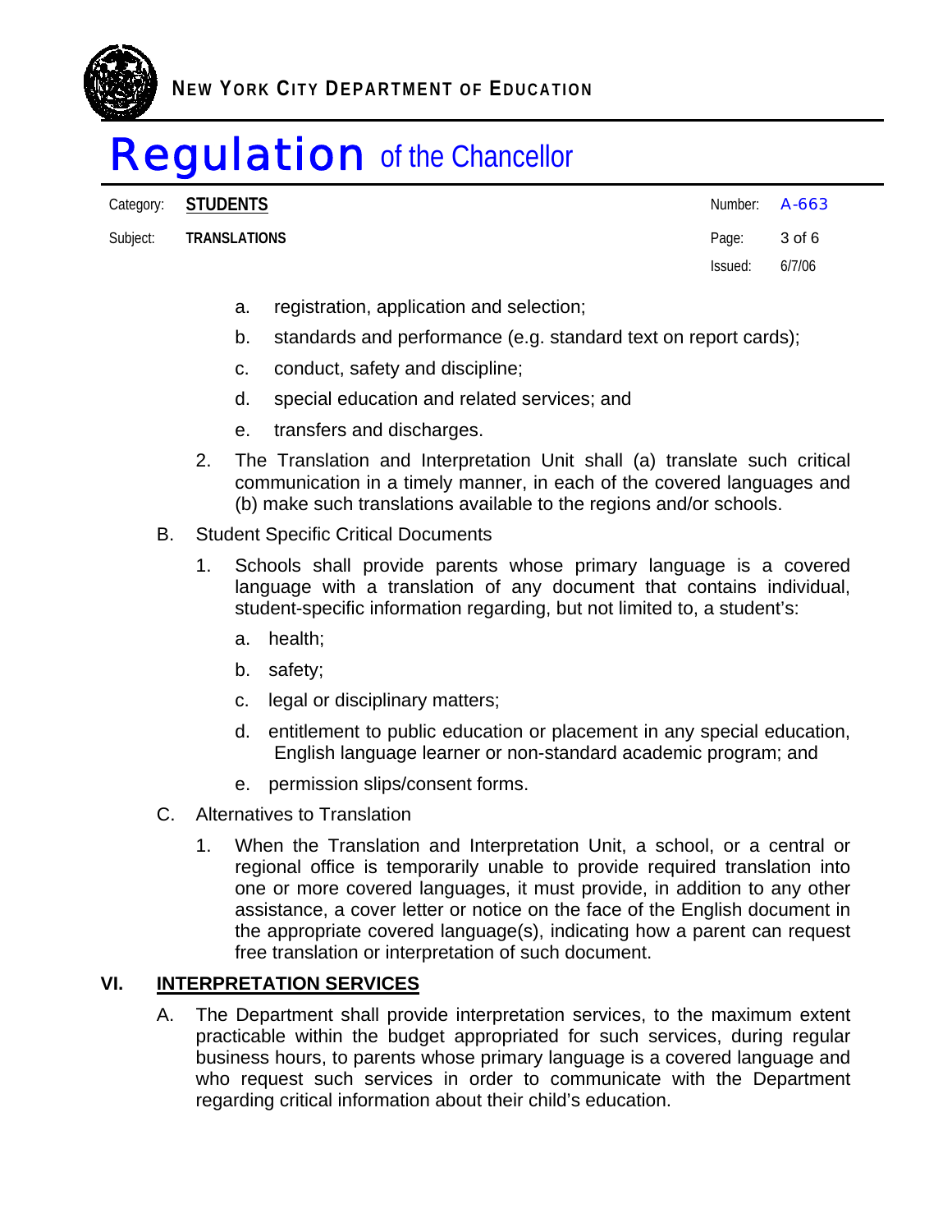a. registration, application and selection;

b. standards and performance (e.g. standard text on report cards);

c. conduct, safety and discipline;

d. special education and related services; and

e. transfers and discharges.

2. The Translation and Interpretation Unit shall (a) translate such critical communication in a timely manner, in each of the covered languages and (b) make such translations available to the regions and/or schools.

B. Student Specific Critical Documents

1. Schools shall provide parents whose primary language is a covered language with a translation of any document that contains individual, student-specific information regarding, but not limited to, a student's:

a. health;

b. safety;

c. legal or disciplinary matters;

d. entitlement to public education or placement in any special education, English language learner or non-standard academic program; and

e. permission slips/consent forms.

C. Alternatives to Translation

1. When the Translation and Interpretation Unit, a school, or a central or regional office is temporarily unable to provide required translation into one or more covered languages, it must provide, in addition to any other assistance, a cover letter or notice on the face of the English document in the appropriate covered language(s), indicating how a parent can request free translation or interpretation of such document.

## VI. <u>INTERPRETATION SERVICES</u>

A. The Department shall provide interpretation services, to the maximum extent practicable within the budget appropriated for such services, during regular business hours, to parents whose primary language is a covered language and who request such services in order to communicate with the Department regarding critical information about their child's education.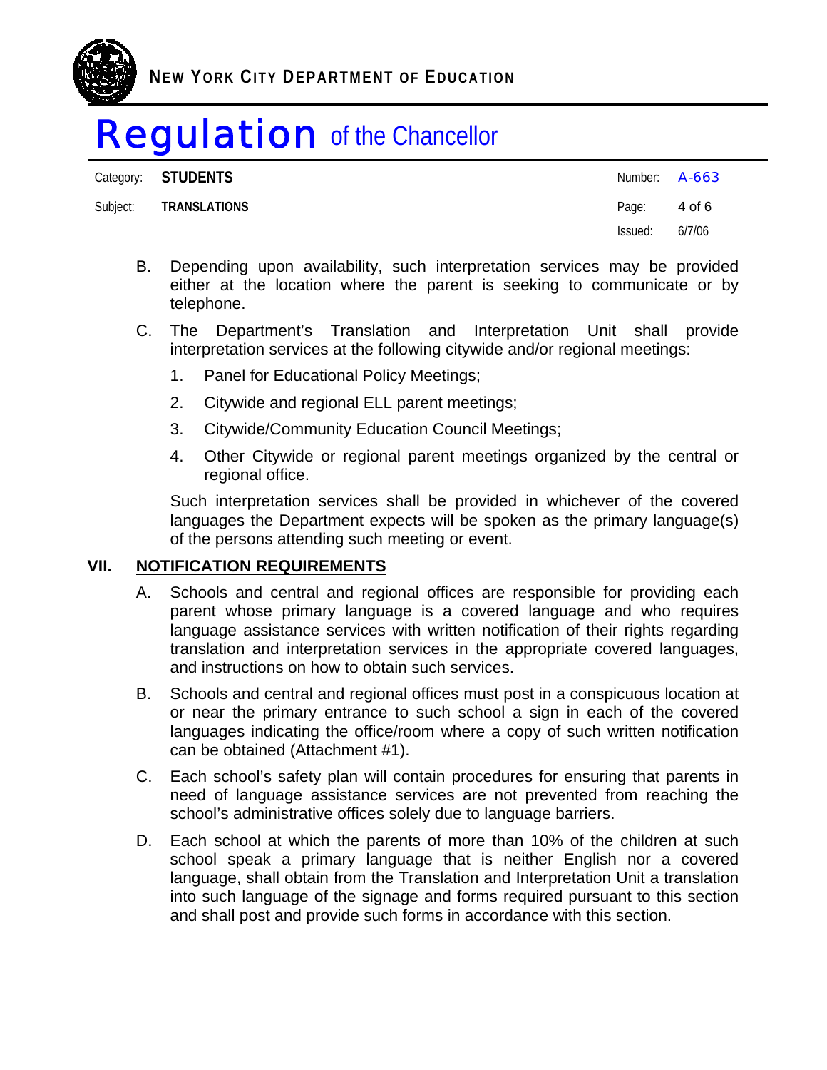B. Depending upon availability, such interpretation services may be provided either at the location where the parent is seeking to communicate or by telephone.

C. The Department's Translation and Interpretation Unit shall provide interpretation services at the following citywide and/or regional meetings:

1. Panel for Educational Policy Meetings;
2. Citywide and regional ELL parent meetings;
3. Citywide/Community Education Council Meetings;
4. Other Citywide or regional parent meetings organized by the central or regional office.

Such interpretation services shall be provided in whichever of the covered languages the Department expects will be spoken as the primary language(s) of the persons attending such meeting or event.

## VII. NOTIFICATION REQUIREMENTS

A. Schools and central and regional offices are responsible for providing each parent whose primary language is a covered language and who requires language assistance services with written notification of their rights regarding translation and interpretation services in the appropriate covered languages, and instructions on how to obtain such services.

B. Schools and central and regional offices must post in a conspicuous location at or near the primary entrance to such school a sign in each of the covered languages indicating the office/room where a copy of such written notification can be obtained (Attachment #1).

C. Each school's safety plan will contain procedures for ensuring that parents in need of language assistance services are not prevented from reaching the school's administrative offices solely due to language barriers.

D. Each school at which the parents of more than 10% of the children at such school speak a primary language that is neither English nor a covered language, shall obtain from the Translation and Interpretation Unit a translation into such language of the signage and forms required pursuant to this section and shall post and provide such forms in accordance with this section.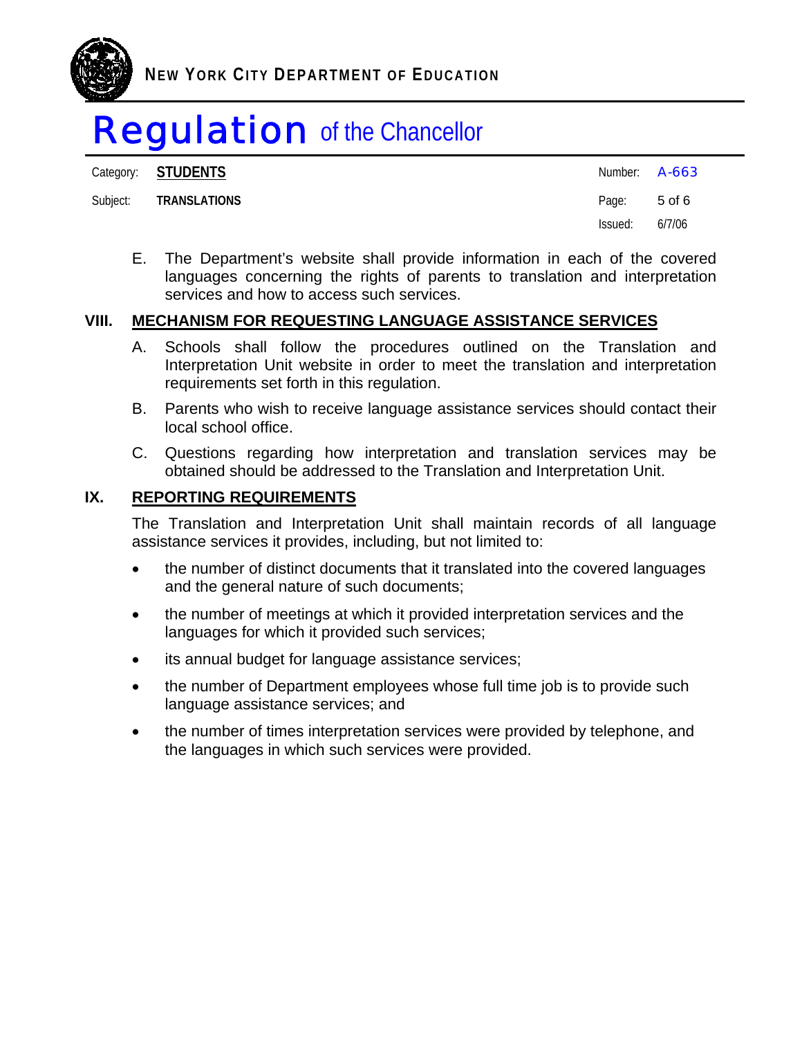E. The Department's website shall provide information in each of the covered languages concerning the rights of parents to translation and interpretation services and how to access such services.

## VIII. MECHANISM FOR REQUESTING LANGUAGE ASSISTANCE SERVICES

A. Schools shall follow the procedures outlined on the Translation and Interpretation Unit website in order to meet the translation and interpretation requirements set forth in this regulation.

B. Parents who wish to receive language assistance services should contact their local school office.

C. Questions regarding how interpretation and translation services may be obtained should be addressed to the Translation and Interpretation Unit.

## IX. REPORTING REQUIREMENTS

The Translation and Interpretation Unit shall maintain records of all language assistance services it provides, including, but not limited to:

- the number of distinct documents that it translated into the covered languages and the general nature of such documents;
- the number of meetings at which it provided interpretation services and the languages for which it provided such services;
- its annual budget for language assistance services;
- the number of Department employees whose full time job is to provide such language assistance services; and
- the number of times interpretation services were provided by telephone, and the languages in which such services were provided.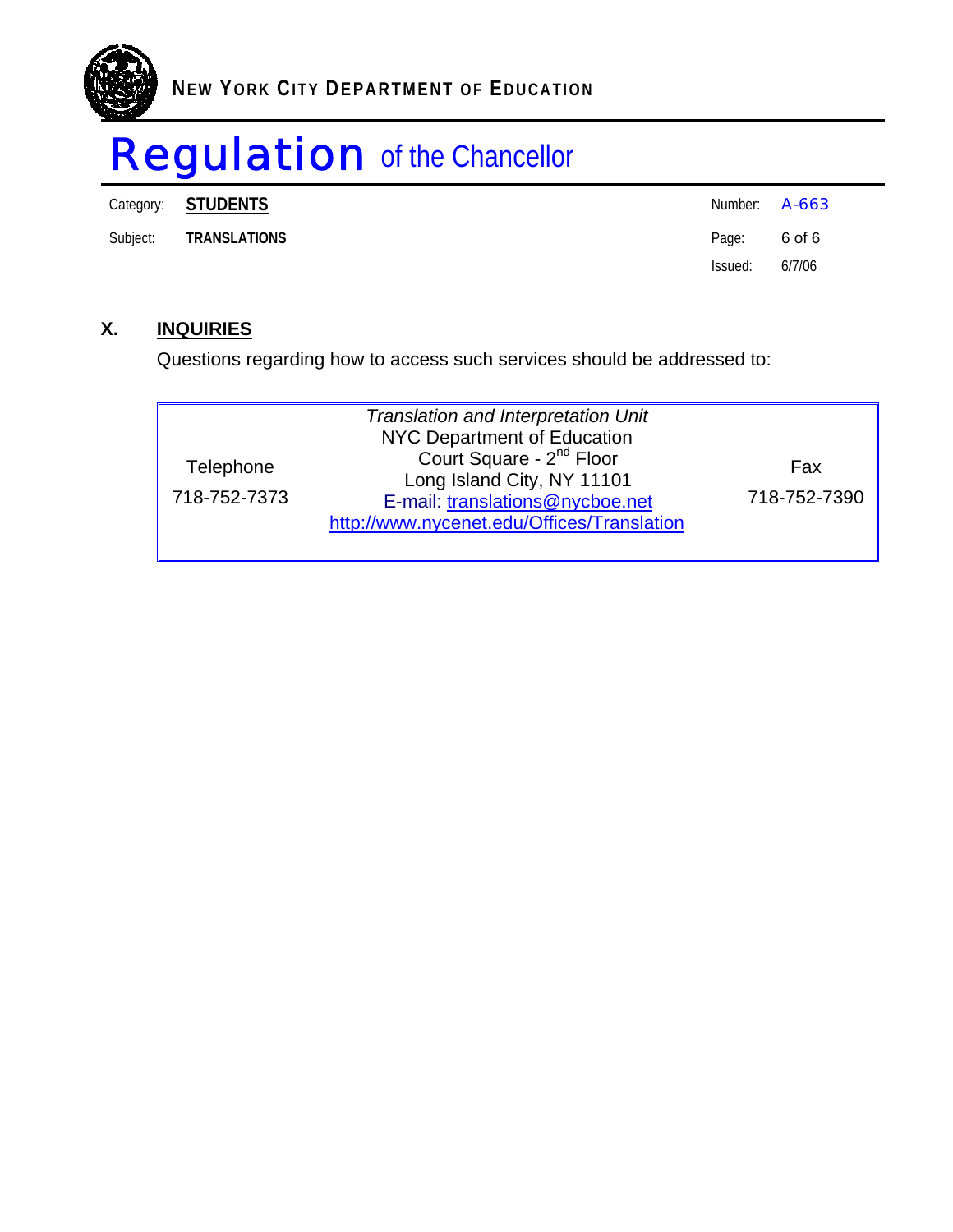## X. INQUIRIES

Questions regarding how to access such services should be addressed to:

| Telephone<br>718-752-7373 | *Translation and Interpretation Unit*<br>NYC Department of Education<br>Court Square - 2nd Floor<br>Long Island City, NY 11101<br>E-mail: translations@nycboe.net<br>http://www.nycenet.edu/Offices/Translation | Fax<br>718-752-7390 |
|---|---|---|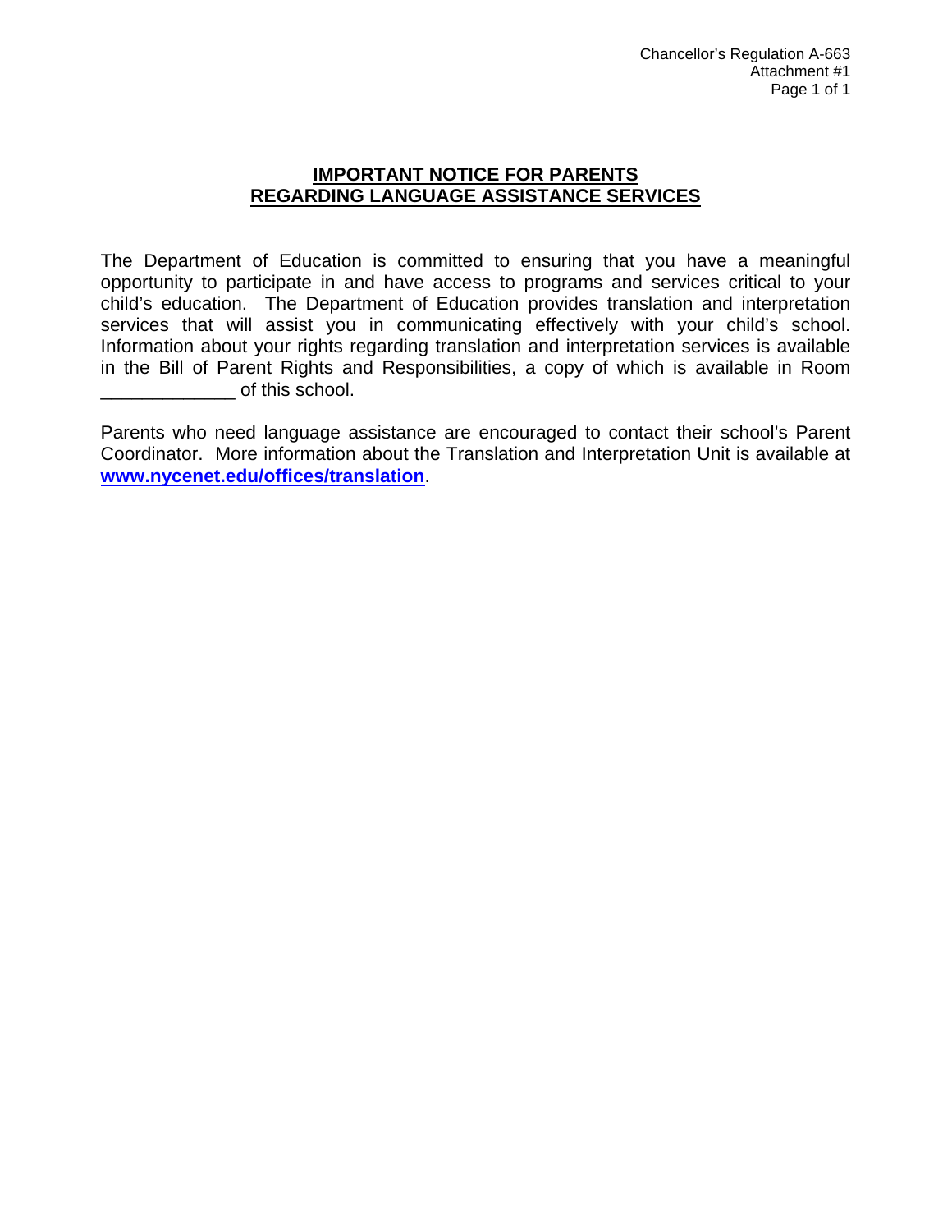Chancellor's Regulation A-663
Attachment #1

# IMPORTANT NOTICE FOR PARENTS REGARDING LANGUAGE ASSISTANCE SERVICES

The Department of Education is committed to ensuring that you have a meaningful opportunity to participate in and have access to programs and services critical to your child's education. The Department of Education provides translation and interpretation services that will assist you in communicating effectively with your child's school. Information about your rights regarding translation and interpretation services is available in the Bill of Parent Rights and Responsibilities, a copy of which is available in Room _____________ of this school.

Parents who need language assistance are encouraged to contact their school's Parent Coordinator. More information about the Translation and Interpretation Unit is available at **www.nycenet.edu/offices/translation**.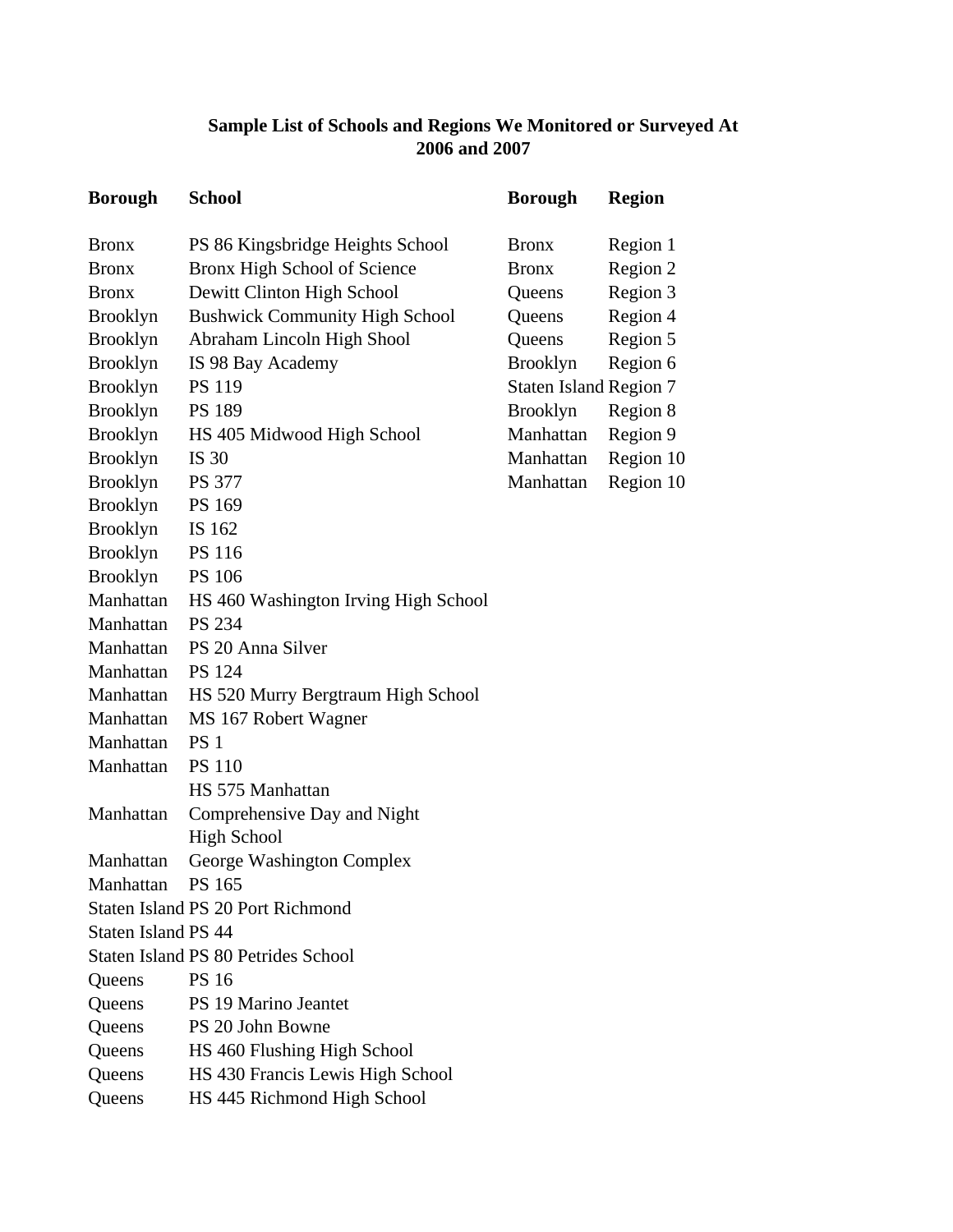## Sample List of Schools and Regions We Monitored or Surveyed At 2006 and 2007

| Borough | School |
|---|---|
| Bronx | PS 86 Kingsbridge Heights School |
| Bronx | Bronx High School of Science |
| Bronx | Dewitt Clinton High School |
| Brooklyn | Bushwick Community High School |
| Brooklyn | Abraham Lincoln High Shool |
| Brooklyn | IS 98 Bay Academy |
| Brooklyn | PS 119 |
| Brooklyn | PS 189 |
| Brooklyn | HS 405 Midwood High School |
| Brooklyn | IS 30 |
| Brooklyn | PS 377 |
| Brooklyn | PS 169 |
| Brooklyn | IS 162 |
| Brooklyn | PS 116 |
| Brooklyn | PS 106 |
| Manhattan | HS 460 Washington Irving High School |
| Manhattan | PS 234 |
| Manhattan | PS 20 Anna Silver |
| Manhattan | PS 124 |
| Manhattan | HS 520 Murry Bergtraum High School |
| Manhattan | MS 167 Robert Wagner |
| Manhattan | PS 1 |
| Manhattan | PS 110 |
| Manhattan | HS 575 Manhattan Comprehensive Day and Night High School |
| Manhattan | George Washington Complex |
| Manhattan | PS 165 |
| Staten Island | PS 20 Port Richmond |
| Staten Island | PS 44 |
| Staten Island | PS 80 Petrides School |
| Queens | PS 16 |
| Queens | PS 19 Marino Jeantet |
| Queens | PS 20 John Bowne |
| Queens | HS 460 Flushing High School |
| Queens | HS 430 Francis Lewis High School |
| Queens | HS 445 Richmond High School |

| Borough | Region |
|---|---|
| Bronx | Region 1 |
| Bronx | Region 2 |
| Queens | Region 3 |
| Queens | Region 4 |
| Queens | Region 5 |
| Brooklyn | Region 6 |
| Staten Island | Region 7 |
| Brooklyn | Region 8 |
| Manhattan | Region 9 |
| Manhattan | Region 10 |
| Manhattan | Region 10 |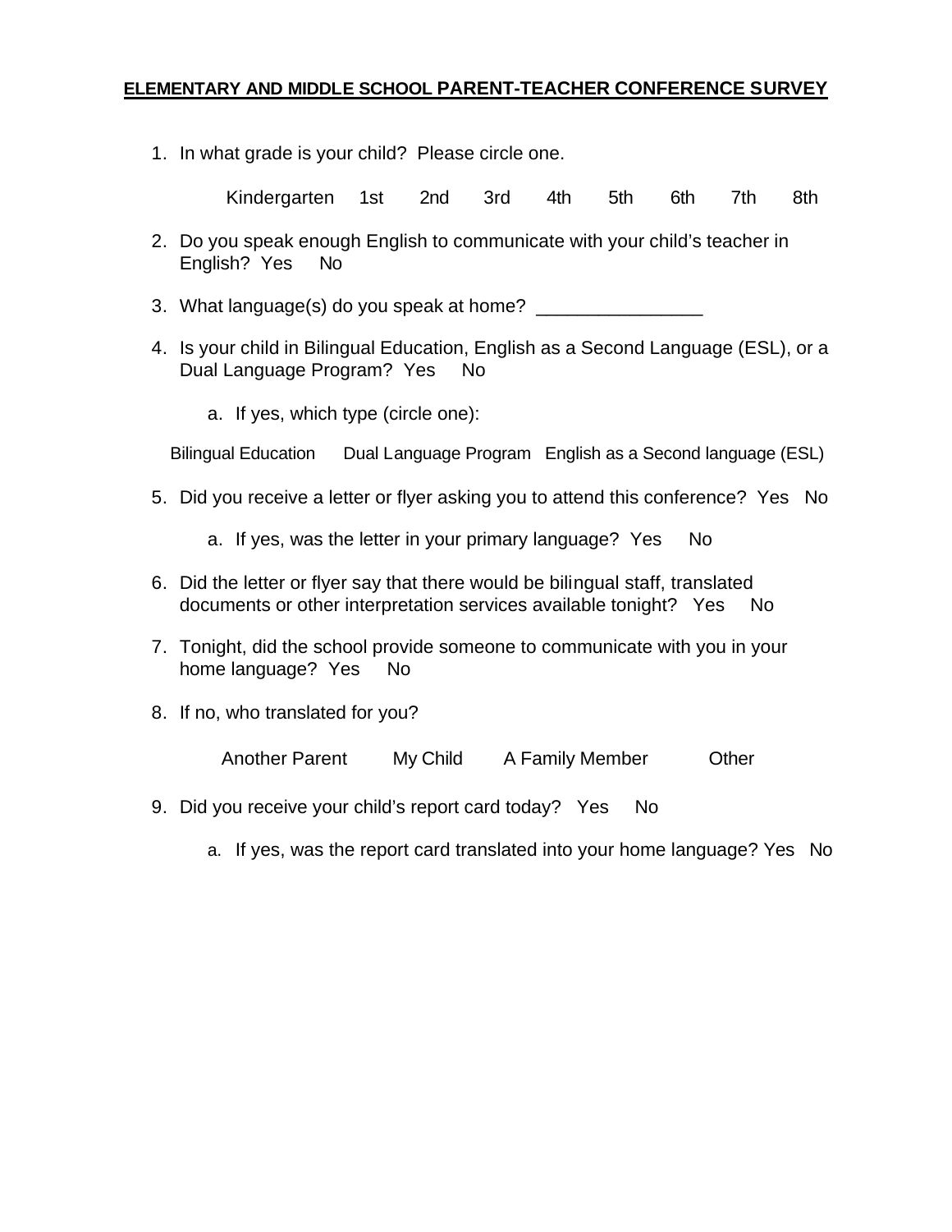**ELEMENTARY AND MIDDLE SCHOOL PARENT-TEACHER CONFERENCE SURVEY**

1. In what grade is your child? Please circle one.

   Kindergarten 1st 2nd 3rd 4th 5th 6th 7th 8th

2. Do you speak enough English to communicate with your child's teacher in English? Yes No

3. What language(s) do you speak at home? ________________

4. Is your child in Bilingual Education, English as a Second Language (ESL), or a Dual Language Program? Yes No

   a. If yes, which type (circle one):

   Bilingual Education Dual Language Program English as a Second language (ESL)

5. Did you receive a letter or flyer asking you to attend this conference? Yes No

   a. If yes, was the letter in your primary language? Yes No

6. Did the letter or flyer say that there would be bilingual staff, translated documents or other interpretation services available tonight? Yes No

7. Tonight, did the school provide someone to communicate with you in your home language? Yes No

8. If no, who translated for you?

   Another Parent My Child A Family Member Other

9. Did you receive your child's report card today? Yes No

   a. If yes, was the report card translated into your home language? Yes No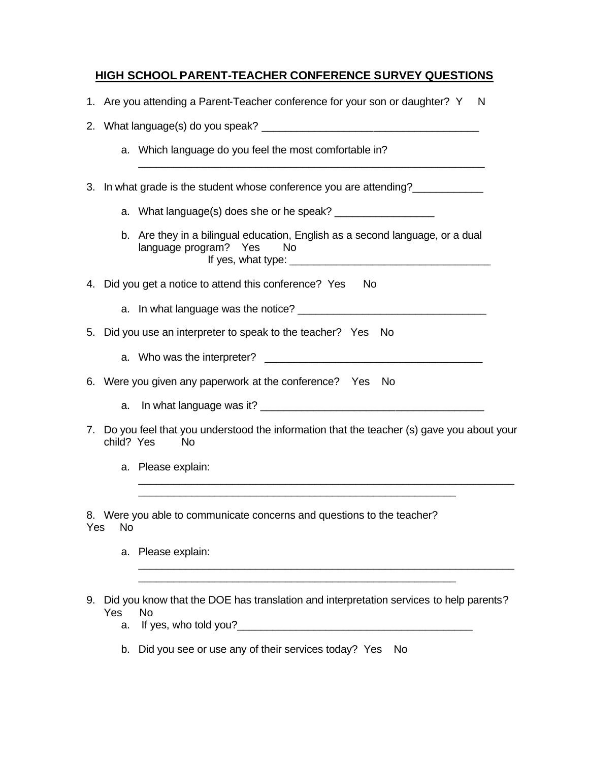# HIGH SCHOOL PARENT-TEACHER CONFERENCE SURVEY QUESTIONS

1. Are you attending a Parent-Teacher conference for your son or daughter? Y N

2. What language(s) do you speak? ______________________________________

   a. Which language do you feel the most comfortable in? ____________________________________________________________

3. In what grade is the student whose conference you are attending?____________

   a. What language(s) does she or he speak? _________________

   b. Are they in a bilingual education, English as a second language, or a dual language program? Yes No
      If yes, what type: ___________________________________

4. Did you get a notice to attend this conference? Yes No

   a. In what language was the notice? ________________________________

5. Did you use an interpreter to speak to the teacher? Yes No

   a. Who was the interpreter? ______________________________________

6. Were you given any paperwork at the conference? Yes No

   a. In what language was it? _______________________________________

7. Do you feel that you understood the information that the teacher (s) gave you about your child? Yes No

   a. Please explain: __________________________________________________________________ ________________________________________________________

8. Were you able to communicate concerns and questions to the teacher? Yes No

   a. Please explain: __________________________________________________________________ ________________________________________________________

9. Did you know that the DOE has translation and interpretation services to help parents? Yes No

   a. If yes, who told you?________________________________________

   b. Did you see or use any of their services today? Yes No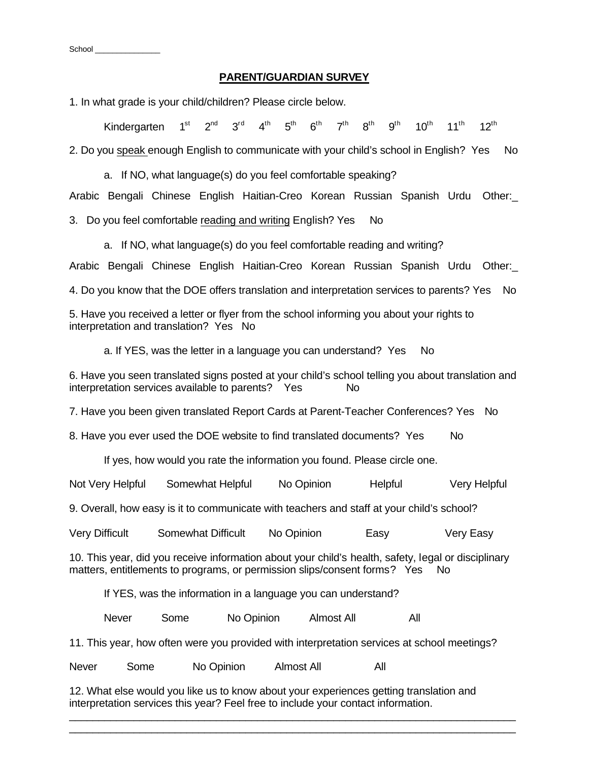School _______________

## PARENT/GUARDIAN SURVEY

1. In what grade is your child/children? Please circle below.

Kindergarten 1st 2nd 3rd 4th 5th 6th 7th 8th 9th 10th 11th 12th

2. Do you speak enough English to communicate with your child's school in English? Yes No

a. If NO, what language(s) do you feel comfortable speaking?

Arabic Bengali Chinese English Haitian-Creo Korean Russian Spanish Urdu Other:_

3. Do you feel comfortable reading and writing English? Yes No

a. If NO, what language(s) do you feel comfortable reading and writing?

Arabic Bengali Chinese English Haitian-Creo Korean Russian Spanish Urdu Other:_

4. Do you know that the DOE offers translation and interpretation services to parents? Yes No

5. Have you received a letter or flyer from the school informing you about your rights to interpretation and translation? Yes No

a. If YES, was the letter in a language you can understand? Yes No

6. Have you seen translated signs posted at your child's school telling you about translation and interpretation services available to parents? Yes No

7. Have you been given translated Report Cards at Parent-Teacher Conferences? Yes No

8. Have you ever used the DOE website to find translated documents? Yes No

If yes, how would you rate the information you found. Please circle one.

Not Very Helpful Somewhat Helpful No Opinion Helpful Very Helpful

9. Overall, how easy is it to communicate with teachers and staff at your child's school?

Very Difficult Somewhat Difficult No Opinion Easy Very Easy

10. This year, did you receive information about your child's health, safety, legal or disciplinary matters, entitlements to programs, or permission slips/consent forms? Yes No

If YES, was the information in a language you can understand?

Never Some No Opinion Almost All All

11. This year, how often were you provided with interpretation services at school meetings?

Never Some No Opinion Almost All All

12. What else would you like us to know about your experiences getting translation and interpretation services this year? Feel free to include your contact information.

_______________________________________________________________________________

_______________________________________________________________________________